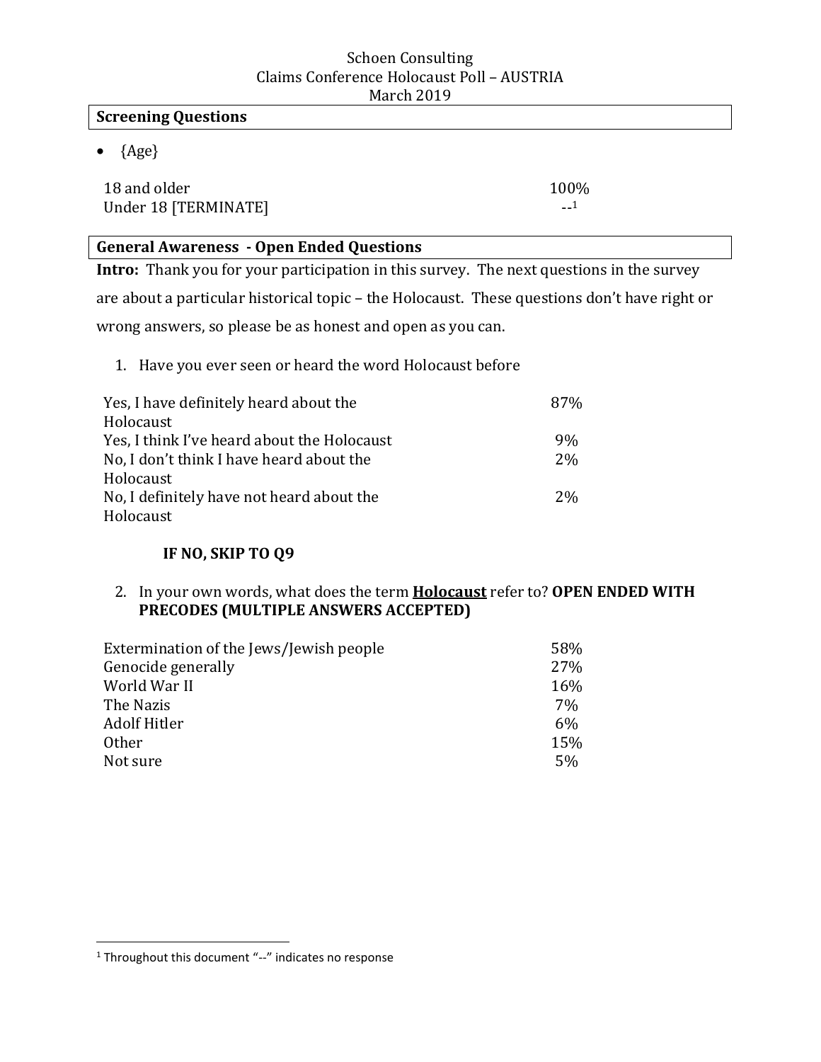Schoen Consulting
Claims Conference Holocaust Poll – AUSTRIA
March 2019

## Screening Questions

- {Age}

| | |
|---|---|
| 18 and older | 100% |
| Under 18 [TERMINATE] | --[1] |

## General Awareness - Open Ended Questions

**Intro:** Thank you for your participation in this survey. The next questions in the survey are about a particular historical topic – the Holocaust. These questions don't have right or wrong answers, so please be as honest and open as you can.

1. Have you ever seen or heard the word Holocaust before

| | |
|---|---|
| Yes, I have definitely heard about the Holocaust | 87% |
| Yes, I think I've heard about the Holocaust | 9% |
| No, I don't think I have heard about the Holocaust | 2% |
| No, I definitely have not heard about the Holocaust | 2% |

**IF NO, SKIP TO Q9**

2. In your own words, what does the term **Holocaust** refer to? **OPEN ENDED WITH PRECODES (MULTIPLE ANSWERS ACCEPTED)**

| | |
|---|---|
| Extermination of the Jews/Jewish people | 58% |
| Genocide generally | 27% |
| World War II | 16% |
| The Nazis | 7% |
| Adolf Hitler | 6% |
| Other | 15% |
| Not sure | 5% |

[1] Throughout this document "--" indicates no response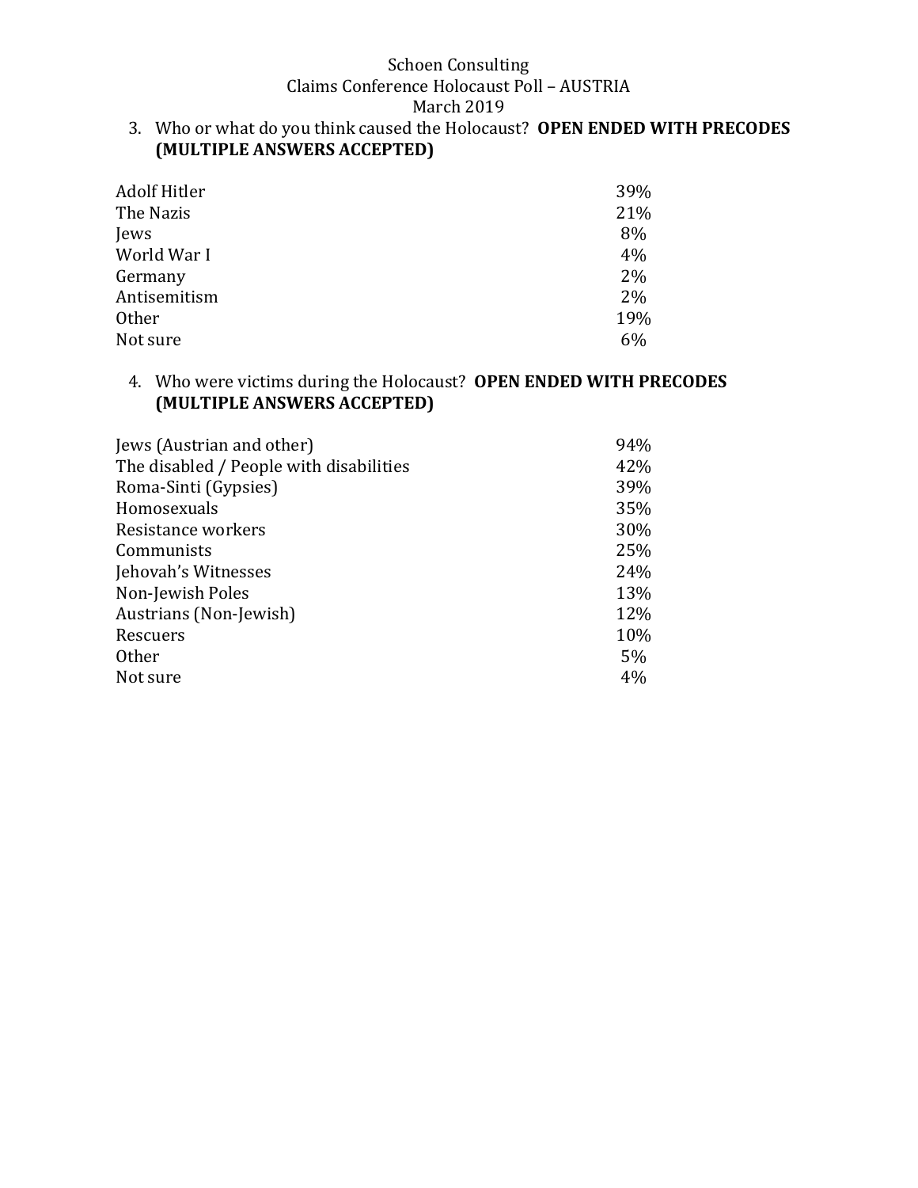Schoen Consulting
Claims Conference Holocaust Poll – AUSTRIA
March 2019

3. Who or what do you think caused the Holocaust? **OPEN ENDED WITH PRECODES (MULTIPLE ANSWERS ACCEPTED)**

| | |
|---|---|
| Adolf Hitler | 39% |
| The Nazis | 21% |
| Jews | 8% |
| World War I | 4% |
| Germany | 2% |
| Antisemitism | 2% |
| Other | 19% |
| Not sure | 6% |

4. Who were victims during the Holocaust? **OPEN ENDED WITH PRECODES (MULTIPLE ANSWERS ACCEPTED)**

| | |
|---|---|
| Jews (Austrian and other) | 94% |
| The disabled / People with disabilities | 42% |
| Roma-Sinti (Gypsies) | 39% |
| Homosexuals | 35% |
| Resistance workers | 30% |
| Communists | 25% |
| Jehovah's Witnesses | 24% |
| Non-Jewish Poles | 13% |
| Austrians (Non-Jewish) | 12% |
| Rescuers | 10% |
| Other | 5% |
| Not sure | 4% |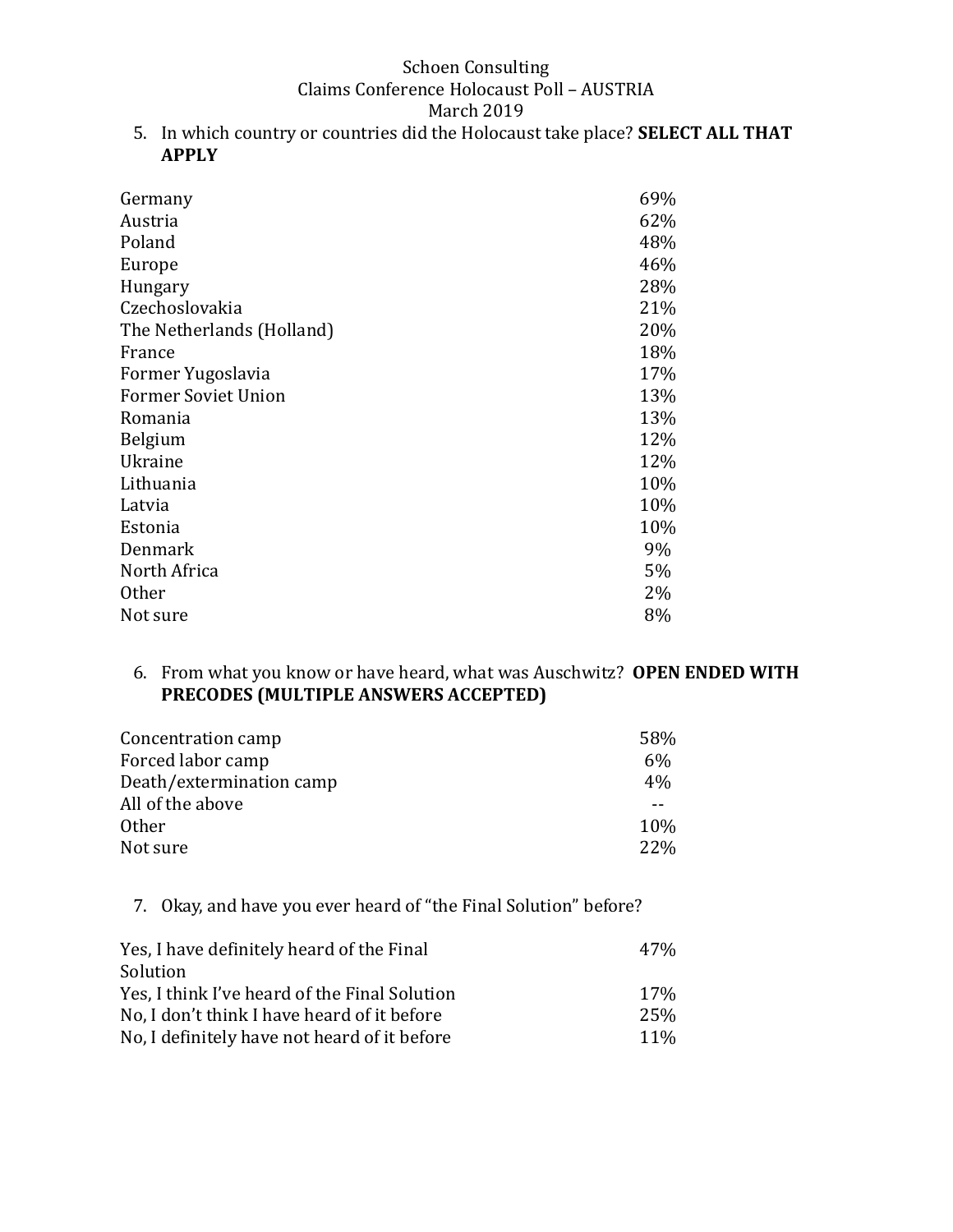5. In which country or countries did the Holocaust take place? **SELECT ALL THAT APPLY**

| | |
|---|---|
| Germany | 69% |
| Austria | 62% |
| Poland | 48% |
| Europe | 46% |
| Hungary | 28% |
| Czechoslovakia | 21% |
| The Netherlands (Holland) | 20% |
| France | 18% |
| Former Yugoslavia | 17% |
| Former Soviet Union | 13% |
| Romania | 13% |
| Belgium | 12% |
| Ukraine | 12% |
| Lithuania | 10% |
| Latvia | 10% |
| Estonia | 10% |
| Denmark | 9% |
| North Africa | 5% |
| Other | 2% |
| Not sure | 8% |

6. From what you know or have heard, what was Auschwitz? **OPEN ENDED WITH PRECODES (MULTIPLE ANSWERS ACCEPTED)**

| | |
|---|---|
| Concentration camp | 58% |
| Forced labor camp | 6% |
| Death/extermination camp | 4% |
| All of the above | -- |
| Other | 10% |
| Not sure | 22% |

7. Okay, and have you ever heard of "the Final Solution" before?

| | |
|---|---|
| Yes, I have definitely heard of the Final Solution | 47% |
| Yes, I think I've heard of the Final Solution | 17% |
| No, I don't think I have heard of it before | 25% |
| No, I definitely have not heard of it before | 11% |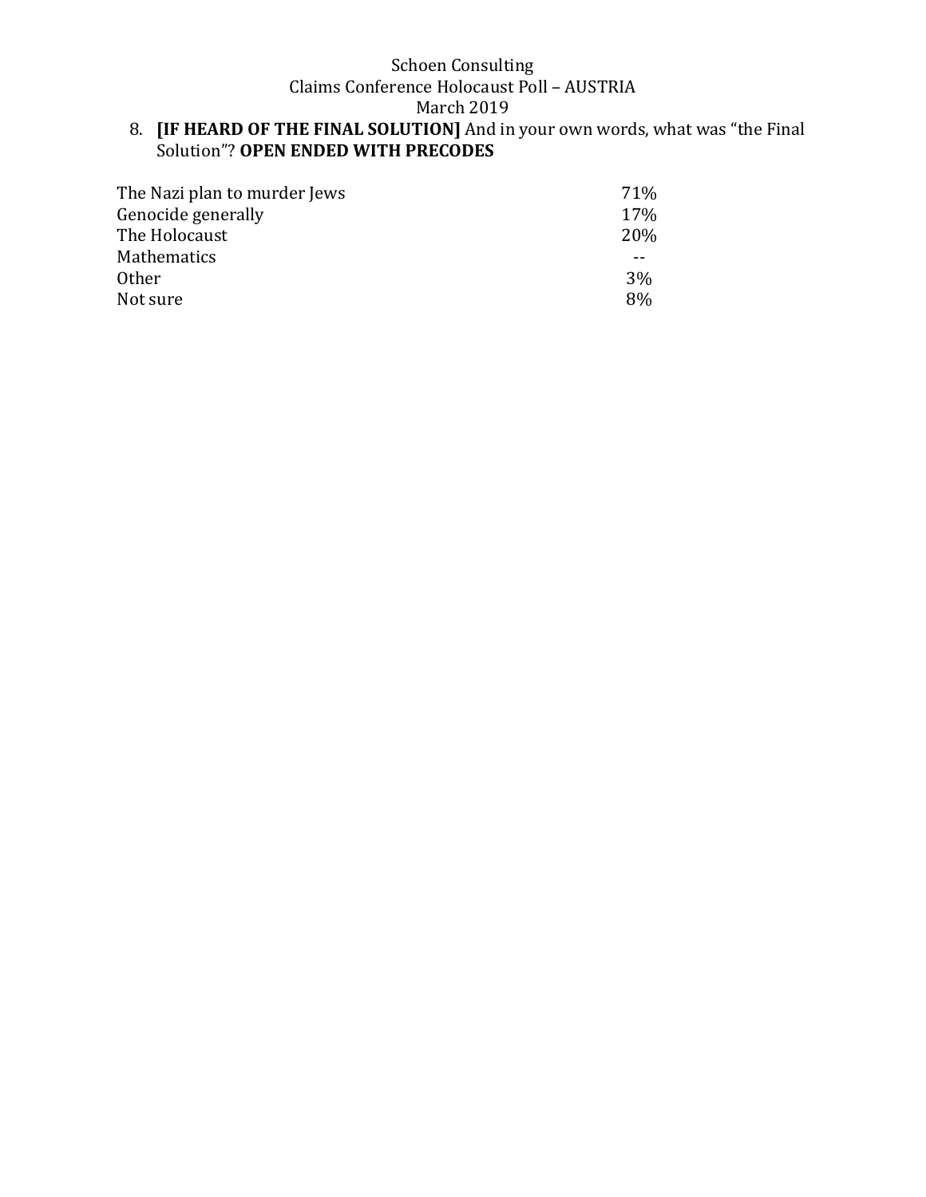8. **[IF HEARD OF THE FINAL SOLUTION]** And in your own words, what was "the Final Solution"? **OPEN ENDED WITH PRECODES**

| | |
|---|---|
| The Nazi plan to murder Jews | 71% |
| Genocide generally | 17% |
| The Holocaust | 20% |
| Mathematics | -- |
| Other | 3% |
| Not sure | 8% |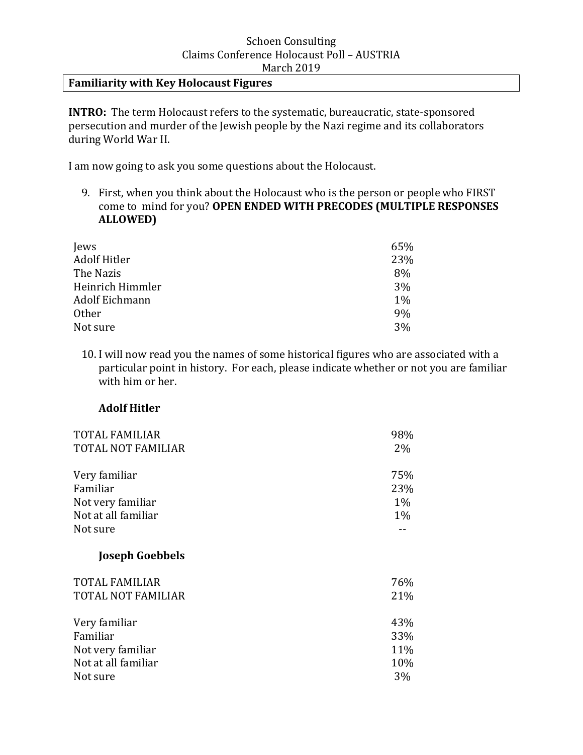Schoen Consulting
Claims Conference Holocaust Poll – AUSTRIA
March 2019

## Familiarity with Key Holocaust Figures

**INTRO:** The term Holocaust refers to the systematic, bureaucratic, state-sponsored persecution and murder of the Jewish people by the Nazi regime and its collaborators during World War II.

I am now going to ask you some questions about the Holocaust.

9. First, when you think about the Holocaust who is the person or people who FIRST come to mind for you? **OPEN ENDED WITH PRECODES (MULTIPLE RESPONSES ALLOWED)**

| | |
|---|---|
| Jews | 65% |
| Adolf Hitler | 23% |
| The Nazis | 8% |
| Heinrich Himmler | 3% |
| Adolf Eichmann | 1% |
| Other | 9% |
| Not sure | 3% |

10. I will now read you the names of some historical figures who are associated with a particular point in history. For each, please indicate whether or not you are familiar with him or her.

**Adolf Hitler**

| | |
|---|---|
| TOTAL FAMILIAR | 98% |
| TOTAL NOT FAMILIAR | 2% |
| | |
| Very familiar | 75% |
| Familiar | 23% |
| Not very familiar | 1% |
| Not at all familiar | 1% |
| Not sure | -- |

**Joseph Goebbels**

| | |
|---|---|
| TOTAL FAMILIAR | 76% |
| TOTAL NOT FAMILIAR | 21% |
| | |
| Very familiar | 43% |
| Familiar | 33% |
| Not very familiar | 11% |
| Not at all familiar | 10% |
| Not sure | 3% |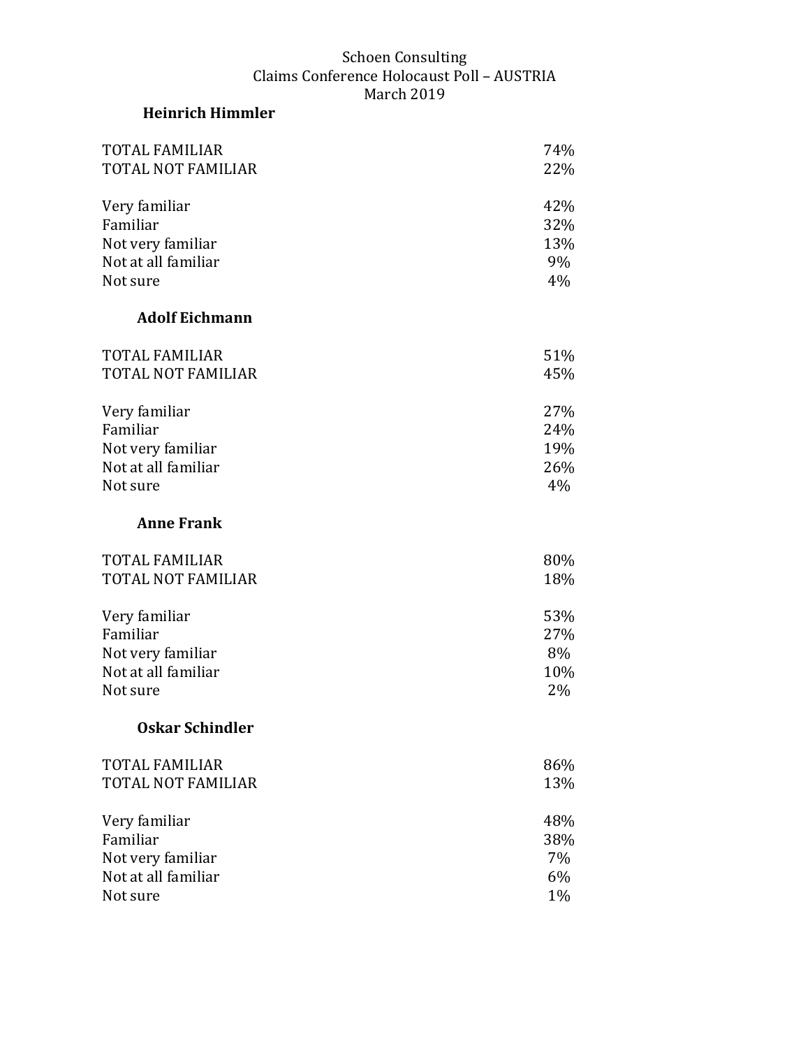Schoen Consulting
Claims Conference Holocaust Poll – AUSTRIA
March 2019

**Heinrich Himmler**

| | |
|---|---|
| TOTAL FAMILIAR | 74% |
| TOTAL NOT FAMILIAR | 22% |
| | |
| Very familiar | 42% |
| Familiar | 32% |
| Not very familiar | 13% |
| Not at all familiar | 9% |
| Not sure | 4% |

**Adolf Eichmann**

| | |
|---|---|
| TOTAL FAMILIAR | 51% |
| TOTAL NOT FAMILIAR | 45% |
| | |
| Very familiar | 27% |
| Familiar | 24% |
| Not very familiar | 19% |
| Not at all familiar | 26% |
| Not sure | 4% |

**Anne Frank**

| | |
|---|---|
| TOTAL FAMILIAR | 80% |
| TOTAL NOT FAMILIAR | 18% |
| | |
| Very familiar | 53% |
| Familiar | 27% |
| Not very familiar | 8% |
| Not at all familiar | 10% |
| Not sure | 2% |

**Oskar Schindler**

| | |
|---|---|
| TOTAL FAMILIAR | 86% |
| TOTAL NOT FAMILIAR | 13% |
| | |
| Very familiar | 48% |
| Familiar | 38% |
| Not very familiar | 7% |
| Not at all familiar | 6% |
| Not sure | 1% |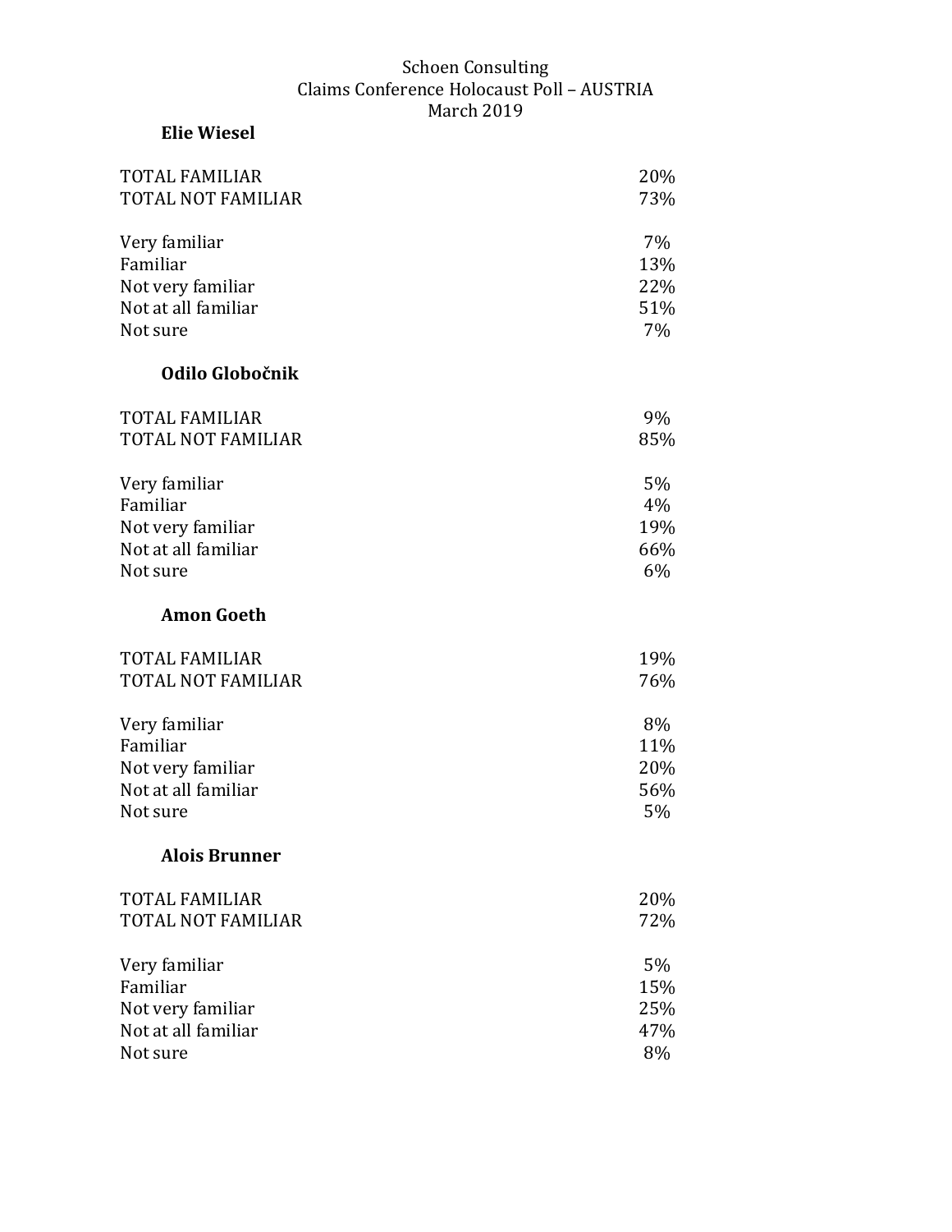Schoen Consulting
Claims Conference Holocaust Poll – AUSTRIA
March 2019

### Elie Wiesel

| | |
|---|---|
| TOTAL FAMILIAR | 20% |
| TOTAL NOT FAMILIAR | 73% |
| | |
| Very familiar | 7% |
| Familiar | 13% |
| Not very familiar | 22% |
| Not at all familiar | 51% |
| Not sure | 7% |

### Odilo Globočnik

| | |
|---|---|
| TOTAL FAMILIAR | 9% |
| TOTAL NOT FAMILIAR | 85% |
| | |
| Very familiar | 5% |
| Familiar | 4% |
| Not very familiar | 19% |
| Not at all familiar | 66% |
| Not sure | 6% |

### Amon Goeth

| | |
|---|---|
| TOTAL FAMILIAR | 19% |
| TOTAL NOT FAMILIAR | 76% |
| | |
| Very familiar | 8% |
| Familiar | 11% |
| Not very familiar | 20% |
| Not at all familiar | 56% |
| Not sure | 5% |

### Alois Brunner

| | |
|---|---|
| TOTAL FAMILIAR | 20% |
| TOTAL NOT FAMILIAR | 72% |
| | |
| Very familiar | 5% |
| Familiar | 15% |
| Not very familiar | 25% |
| Not at all familiar | 47% |
| Not sure | 8% |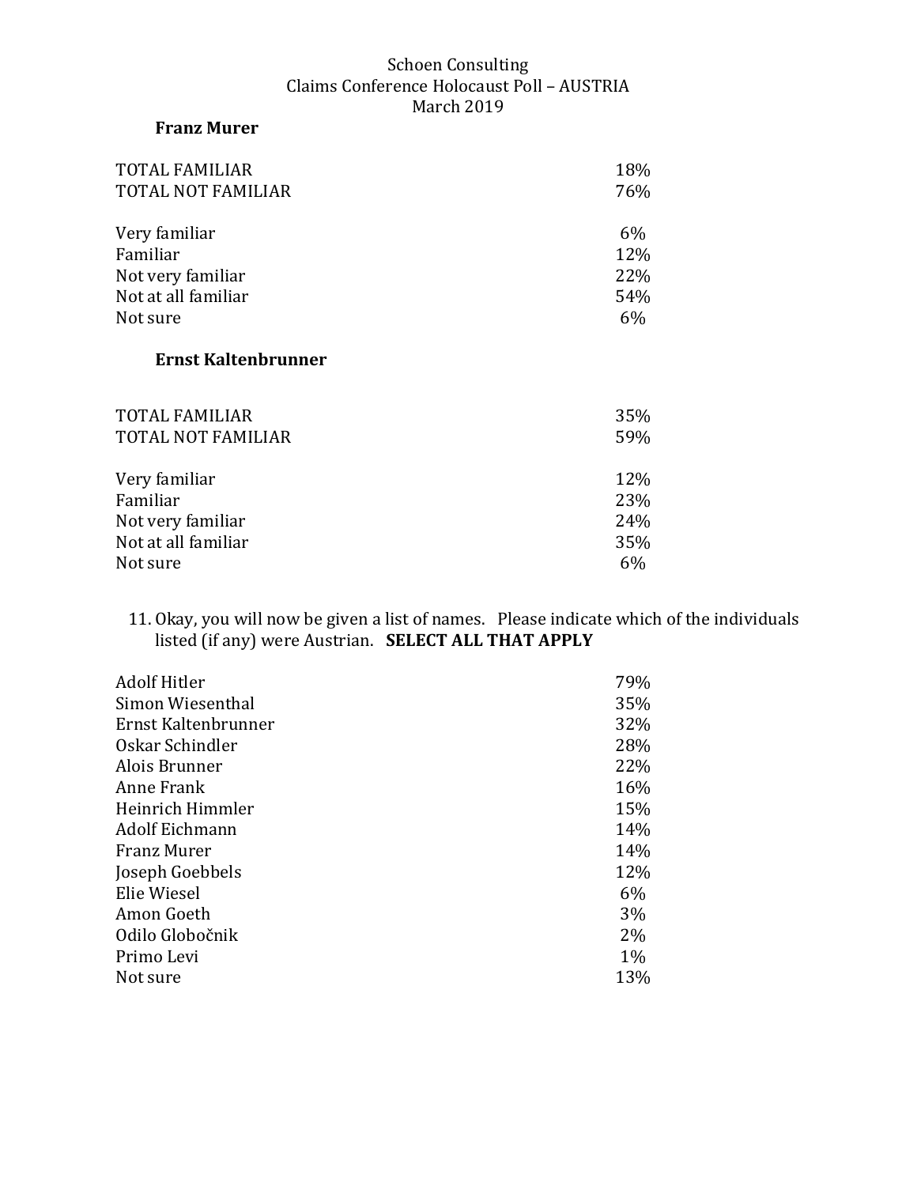**Franz Murer**

| | |
|---|---|
| TOTAL FAMILIAR | 18% |
| TOTAL NOT FAMILIAR | 76% |
| | |
| Very familiar | 6% |
| Familiar | 12% |
| Not very familiar | 22% |
| Not at all familiar | 54% |
| Not sure | 6% |

**Ernst Kaltenbrunner**

| | |
|---|---|
| TOTAL FAMILIAR | 35% |
| TOTAL NOT FAMILIAR | 59% |
| | |
| Very familiar | 12% |
| Familiar | 23% |
| Not very familiar | 24% |
| Not at all familiar | 35% |
| Not sure | 6% |

11. Okay, you will now be given a list of names. Please indicate which of the individuals listed (if any) were Austrian. **SELECT ALL THAT APPLY**

| | |
|---|---|
| Adolf Hitler | 79% |
| Simon Wiesenthal | 35% |
| Ernst Kaltenbrunner | 32% |
| Oskar Schindler | 28% |
| Alois Brunner | 22% |
| Anne Frank | 16% |
| Heinrich Himmler | 15% |
| Adolf Eichmann | 14% |
| Franz Murer | 14% |
| Joseph Goebbels | 12% |
| Elie Wiesel | 6% |
| Amon Goeth | 3% |
| Odilo Globočnik | 2% |
| Primo Levi | 1% |
| Not sure | 13% |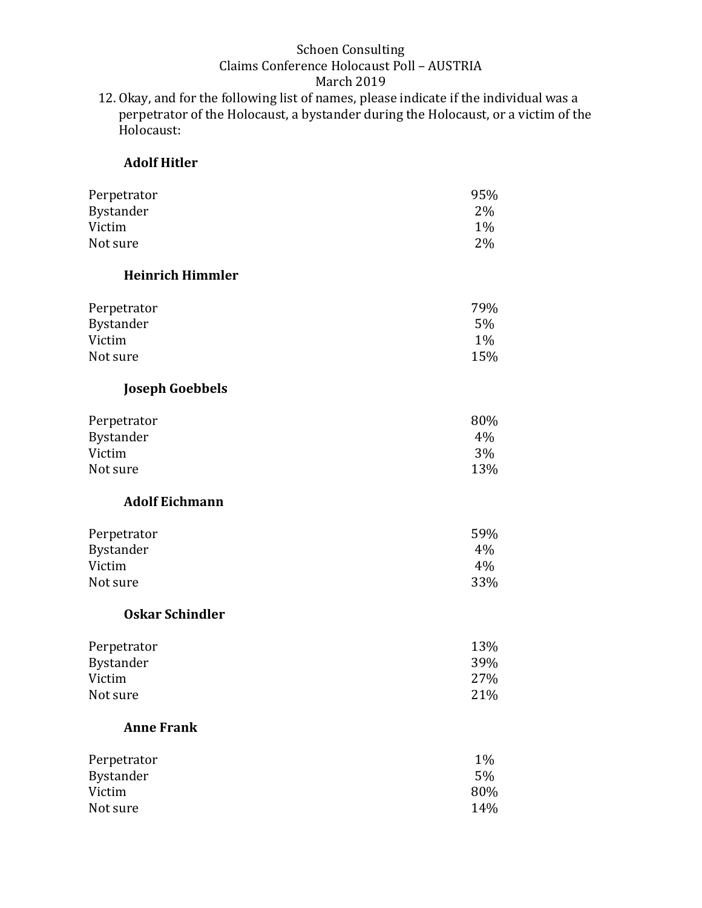12. Okay, and for the following list of names, please indicate if the individual was a perpetrator of the Holocaust, a bystander during the Holocaust, or a victim of the Holocaust:

**Adolf Hitler**

| | |
|---|---|
| Perpetrator | 95% |
| Bystander | 2% |
| Victim | 1% |
| Not sure | 2% |

**Heinrich Himmler**

| | |
|---|---|
| Perpetrator | 79% |
| Bystander | 5% |
| Victim | 1% |
| Not sure | 15% |

**Joseph Goebbels**

| | |
|---|---|
| Perpetrator | 80% |
| Bystander | 4% |
| Victim | 3% |
| Not sure | 13% |

**Adolf Eichmann**

| | |
|---|---|
| Perpetrator | 59% |
| Bystander | 4% |
| Victim | 4% |
| Not sure | 33% |

**Oskar Schindler**

| | |
|---|---|
| Perpetrator | 13% |
| Bystander | 39% |
| Victim | 27% |
| Not sure | 21% |

**Anne Frank**

| | |
|---|---|
| Perpetrator | 1% |
| Bystander | 5% |
| Victim | 80% |
| Not sure | 14% |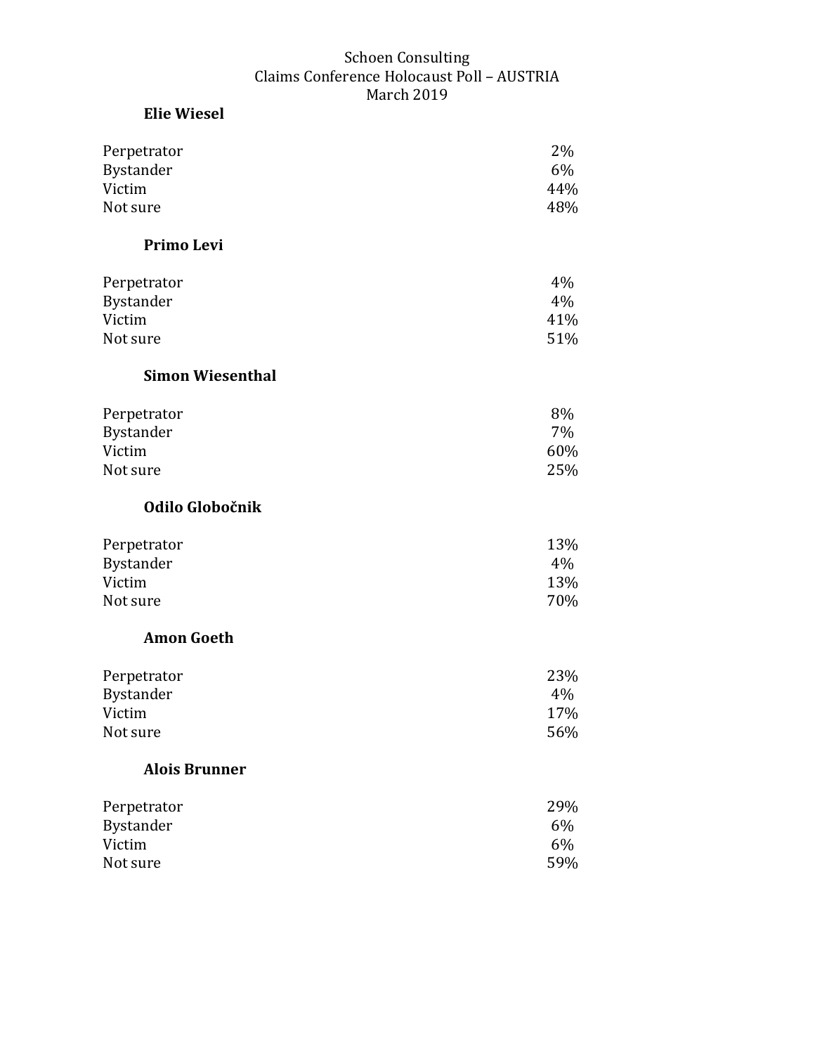Schoen Consulting
Claims Conference Holocaust Poll – AUSTRIA
March 2019

**Elie Wiesel**

| | |
|---|---|
| Perpetrator | 2% |
| Bystander | 6% |
| Victim | 44% |
| Not sure | 48% |

**Primo Levi**

| | |
|---|---|
| Perpetrator | 4% |
| Bystander | 4% |
| Victim | 41% |
| Not sure | 51% |

**Simon Wiesenthal**

| | |
|---|---|
| Perpetrator | 8% |
| Bystander | 7% |
| Victim | 60% |
| Not sure | 25% |

**Odilo Globočnik**

| | |
|---|---|
| Perpetrator | 13% |
| Bystander | 4% |
| Victim | 13% |
| Not sure | 70% |

**Amon Goeth**

| | |
|---|---|
| Perpetrator | 23% |
| Bystander | 4% |
| Victim | 17% |
| Not sure | 56% |

**Alois Brunner**

| | |
|---|---|
| Perpetrator | 29% |
| Bystander | 6% |
| Victim | 6% |
| Not sure | 59% |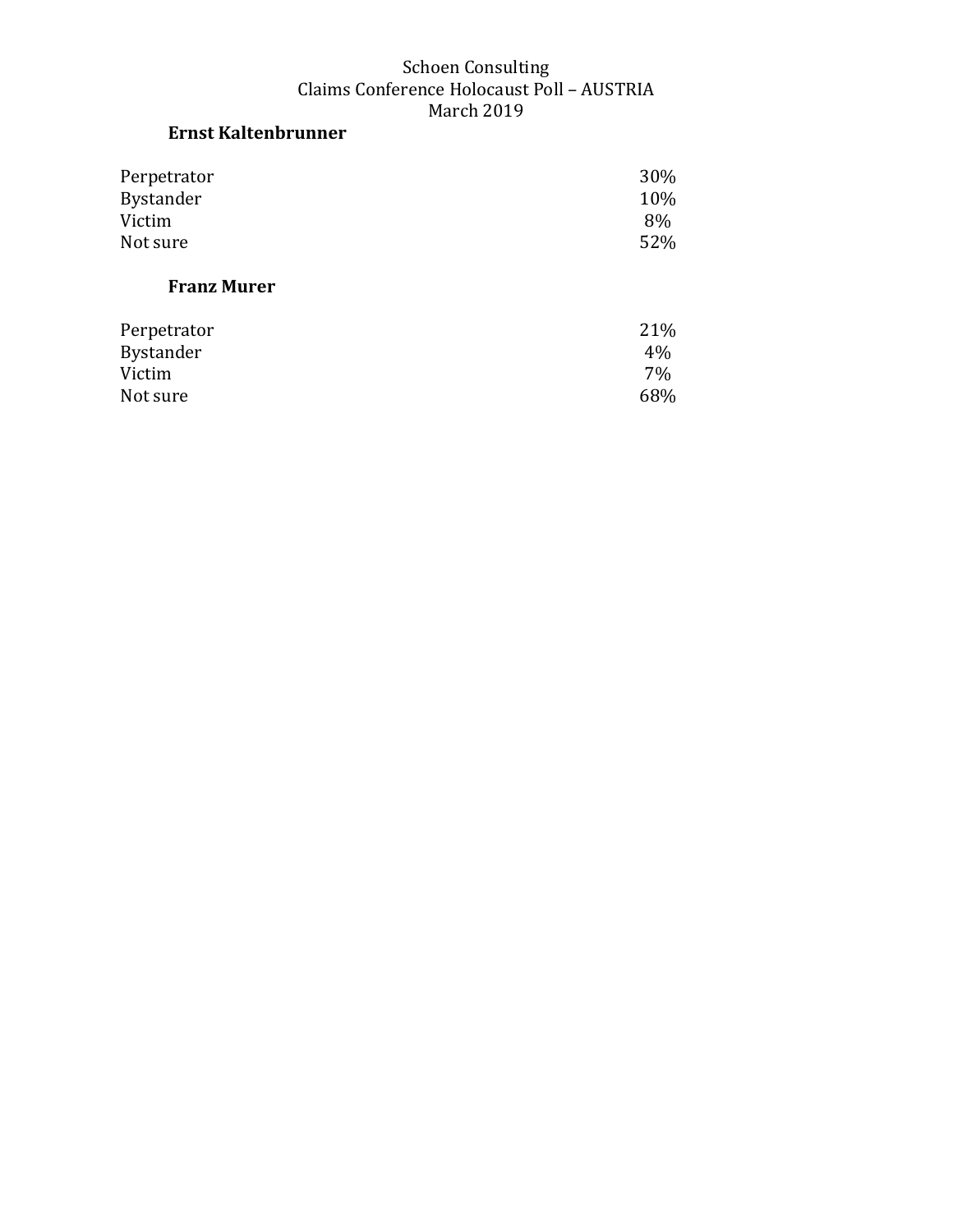Schoen Consulting
Claims Conference Holocaust Poll – AUSTRIA
March 2019

**Ernst Kaltenbrunner**

| | |
|---|---|
| Perpetrator | 30% |
| Bystander | 10% |
| Victim | 8% |
| Not sure | 52% |

**Franz Murer**

| | |
|---|---|
| Perpetrator | 21% |
| Bystander | 4% |
| Victim | 7% |
| Not sure | 68% |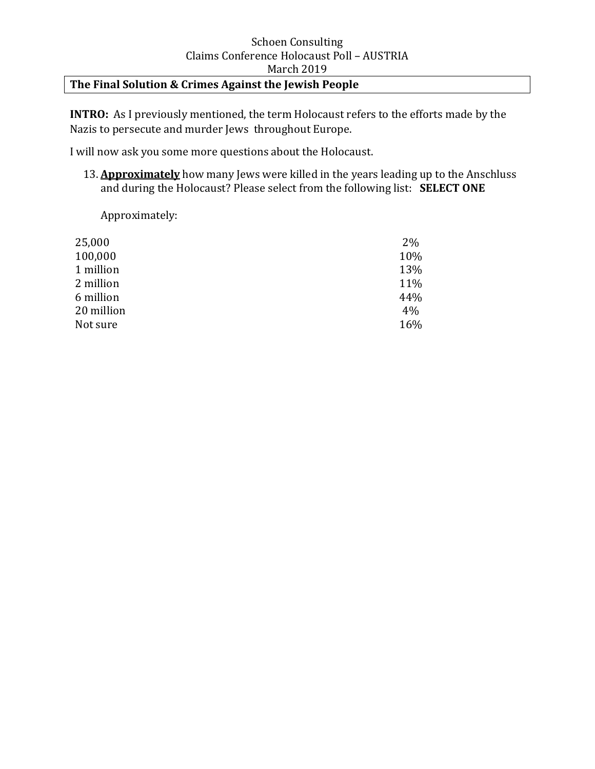Schoen Consulting
Claims Conference Holocaust Poll – AUSTRIA
March 2019

**The Final Solution & Crimes Against the Jewish People**

**INTRO:** As I previously mentioned, the term Holocaust refers to the efforts made by the Nazis to persecute and murder Jews throughout Europe.

I will now ask you some more questions about the Holocaust.

13. **Approximately** how many Jews were killed in the years leading up to the Anschluss and during the Holocaust? Please select from the following list: **SELECT ONE**

    Approximately:

| | |
|---|---|
| 25,000 | 2% |
| 100,000 | 10% |
| 1 million | 13% |
| 2 million | 11% |
| 6 million | 44% |
| 20 million | 4% |
| Not sure | 16% |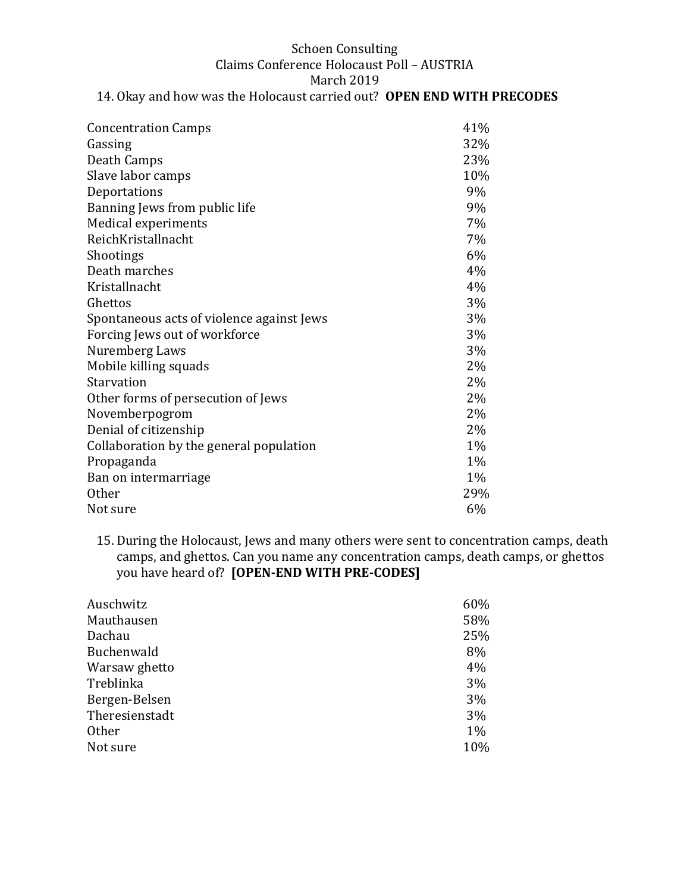Schoen Consulting
Claims Conference Holocaust Poll – AUSTRIA
March 2019

14. Okay and how was the Holocaust carried out? **OPEN END WITH PRECODES**

| | |
|---|---|
| Concentration Camps | 41% |
| Gassing | 32% |
| Death Camps | 23% |
| Slave labor camps | 10% |
| Deportations | 9% |
| Banning Jews from public life | 9% |
| Medical experiments | 7% |
| ReichKristallnacht | 7% |
| Shootings | 6% |
| Death marches | 4% |
| Kristallnacht | 4% |
| Ghettos | 3% |
| Spontaneous acts of violence against Jews | 3% |
| Forcing Jews out of workforce | 3% |
| Nuremberg Laws | 3% |
| Mobile killing squads | 2% |
| Starvation | 2% |
| Other forms of persecution of Jews | 2% |
| Novemberpogrom | 2% |
| Denial of citizenship | 2% |
| Collaboration by the general population | 1% |
| Propaganda | 1% |
| Ban on intermarriage | 1% |
| Other | 29% |
| Not sure | 6% |

15. During the Holocaust, Jews and many others were sent to concentration camps, death camps, and ghettos. Can you name any concentration camps, death camps, or ghettos you have heard of? **[OPEN-END WITH PRE-CODES]**

| | |
|---|---|
| Auschwitz | 60% |
| Mauthausen | 58% |
| Dachau | 25% |
| Buchenwald | 8% |
| Warsaw ghetto | 4% |
| Treblinka | 3% |
| Bergen-Belsen | 3% |
| Theresienstadt | 3% |
| Other | 1% |
| Not sure | 10% |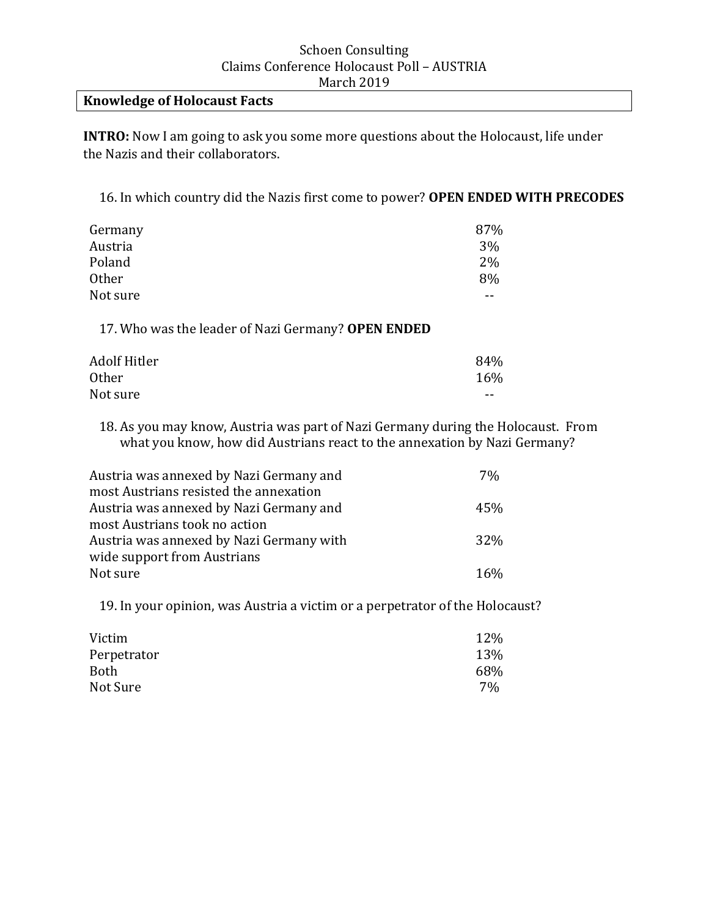Schoen Consulting
Claims Conference Holocaust Poll – AUSTRIA
March 2019

## Knowledge of Holocaust Facts

**INTRO:** Now I am going to ask you some more questions about the Holocaust, life under the Nazis and their collaborators.

16. In which country did the Nazis first come to power? **OPEN ENDED WITH PRECODES**

| | |
|---|---|
| Germany | 87% |
| Austria | 3% |
| Poland | 2% |
| Other | 8% |
| Not sure | -- |

17. Who was the leader of Nazi Germany? **OPEN ENDED**

| | |
|---|---|
| Adolf Hitler | 84% |
| Other | 16% |
| Not sure | -- |

18. As you may know, Austria was part of Nazi Germany during the Holocaust. From what you know, how did Austrians react to the annexation by Nazi Germany?

| | |
|---|---|
| Austria was annexed by Nazi Germany and most Austrians resisted the annexation | 7% |
| Austria was annexed by Nazi Germany and most Austrians took no action | 45% |
| Austria was annexed by Nazi Germany with wide support from Austrians | 32% |
| Not sure | 16% |

19. In your opinion, was Austria a victim or a perpetrator of the Holocaust?

| | |
|---|---|
| Victim | 12% |
| Perpetrator | 13% |
| Both | 68% |
| Not Sure | 7% |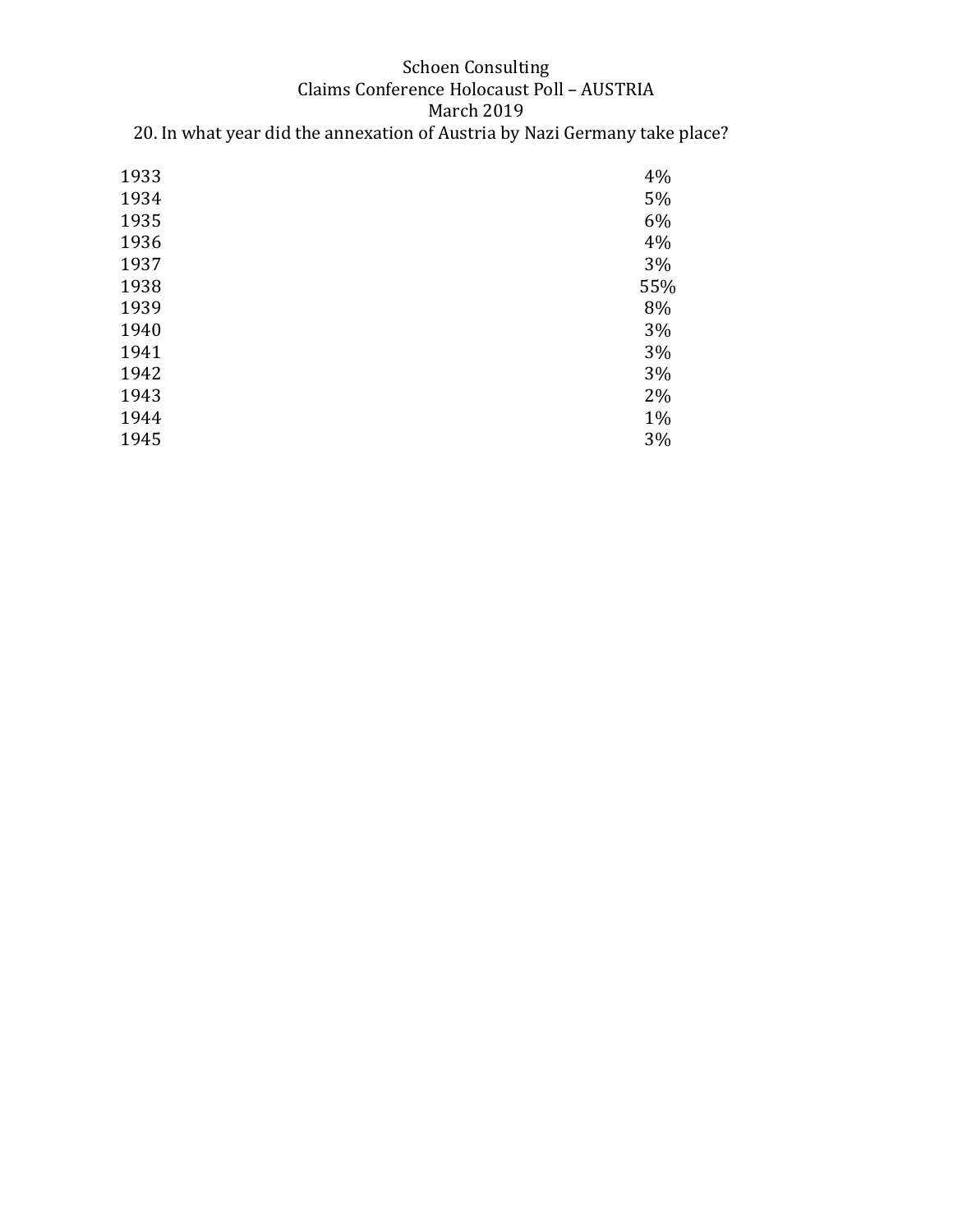Schoen Consulting
Claims Conference Holocaust Poll – AUSTRIA
March 2019

20. In what year did the annexation of Austria by Nazi Germany take place?

| | |
|---|---|
| 1933 | 4% |
| 1934 | 5% |
| 1935 | 6% |
| 1936 | 4% |
| 1937 | 3% |
| 1938 | 55% |
| 1939 | 8% |
| 1940 | 3% |
| 1941 | 3% |
| 1942 | 3% |
| 1943 | 2% |
| 1944 | 1% |
| 1945 | 3% |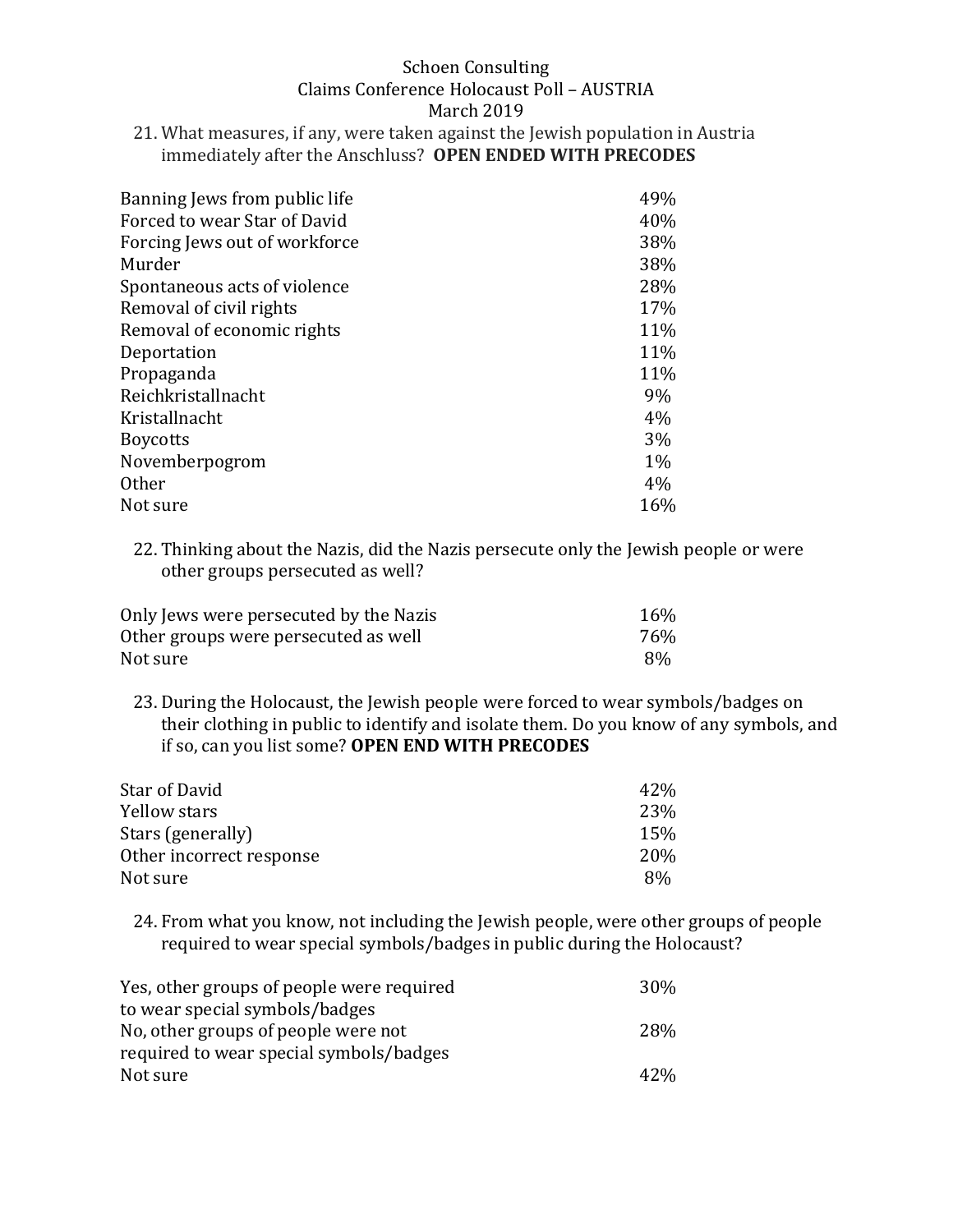Schoen Consulting
Claims Conference Holocaust Poll – AUSTRIA
March 2019

21. What measures, if any, were taken against the Jewish population in Austria immediately after the Anschluss? **OPEN ENDED WITH PRECODES**

| | |
|---|---|
| Banning Jews from public life | 49% |
| Forced to wear Star of David | 40% |
| Forcing Jews out of workforce | 38% |
| Murder | 38% |
| Spontaneous acts of violence | 28% |
| Removal of civil rights | 17% |
| Removal of economic rights | 11% |
| Deportation | 11% |
| Propaganda | 11% |
| Reichkristallnacht | 9% |
| Kristallnacht | 4% |
| Boycotts | 3% |
| Novemberpogrom | 1% |
| Other | 4% |
| Not sure | 16% |

22. Thinking about the Nazis, did the Nazis persecute only the Jewish people or were other groups persecuted as well?

| | |
|---|---|
| Only Jews were persecuted by the Nazis | 16% |
| Other groups were persecuted as well | 76% |
| Not sure | 8% |

23. During the Holocaust, the Jewish people were forced to wear symbols/badges on their clothing in public to identify and isolate them. Do you know of any symbols, and if so, can you list some? **OPEN END WITH PRECODES**

| | |
|---|---|
| Star of David | 42% |
| Yellow stars | 23% |
| Stars (generally) | 15% |
| Other incorrect response | 20% |
| Not sure | 8% |

24. From what you know, not including the Jewish people, were other groups of people required to wear special symbols/badges in public during the Holocaust?

| | |
|---|---|
| Yes, other groups of people were required to wear special symbols/badges | 30% |
| No, other groups of people were not required to wear special symbols/badges | 28% |
| Not sure | 42% |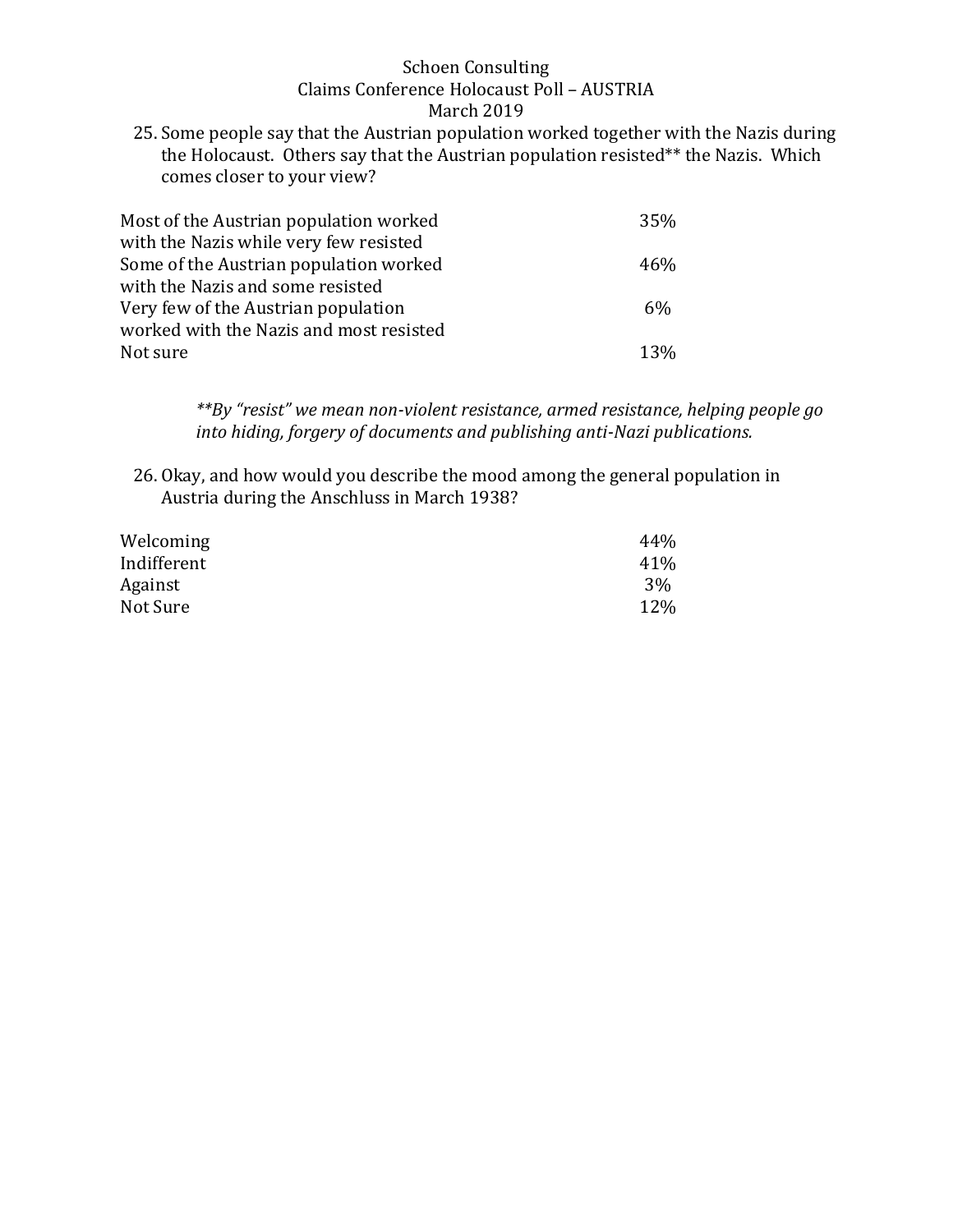25. Some people say that the Austrian population worked together with the Nazis during the Holocaust. Others say that the Austrian population resisted** the Nazis. Which comes closer to your view?

| | |
|---|---|
| Most of the Austrian population worked with the Nazis while very few resisted | 35% |
| Some of the Austrian population worked with the Nazis and some resisted | 46% |
| Very few of the Austrian population worked with the Nazis and most resisted | 6% |
| Not sure | 13% |

*\*\*By "resist" we mean non-violent resistance, armed resistance, helping people go into hiding, forgery of documents and publishing anti-Nazi publications.*

26. Okay, and how would you describe the mood among the general population in Austria during the Anschluss in March 1938?

| | |
|---|---|
| Welcoming | 44% |
| Indifferent | 41% |
| Against | 3% |
| Not Sure | 12% |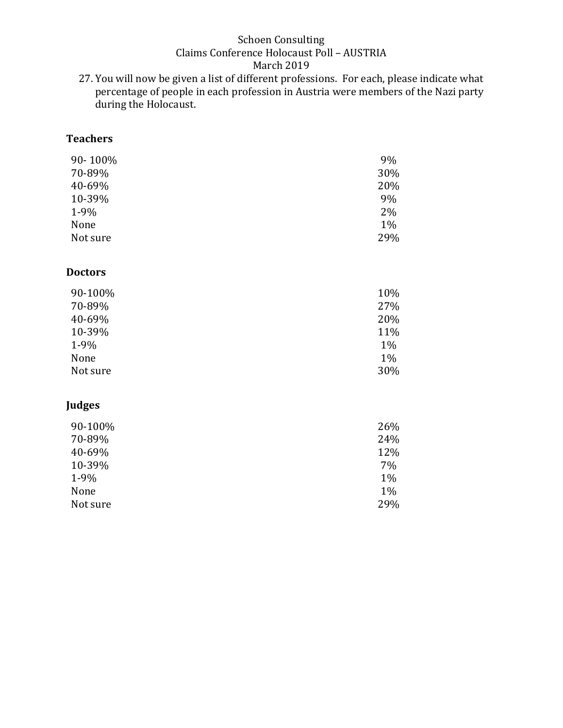Schoen Consulting
Claims Conference Holocaust Poll – AUSTRIA
March 2019

27. You will now be given a list of different professions. For each, please indicate what percentage of people in each profession in Austria were members of the Nazi party during the Holocaust.

**Teachers**

| | |
|---|---|
| 90- 100% | 9% |
| 70-89% | 30% |
| 40-69% | 20% |
| 10-39% | 9% |
| 1-9% | 2% |
| None | 1% |
| Not sure | 29% |

**Doctors**

| | |
|---|---|
| 90-100% | 10% |
| 70-89% | 27% |
| 40-69% | 20% |
| 10-39% | 11% |
| 1-9% | 1% |
| None | 1% |
| Not sure | 30% |

**Judges**

| | |
|---|---|
| 90-100% | 26% |
| 70-89% | 24% |
| 40-69% | 12% |
| 10-39% | 7% |
| 1-9% | 1% |
| None | 1% |
| Not sure | 29% |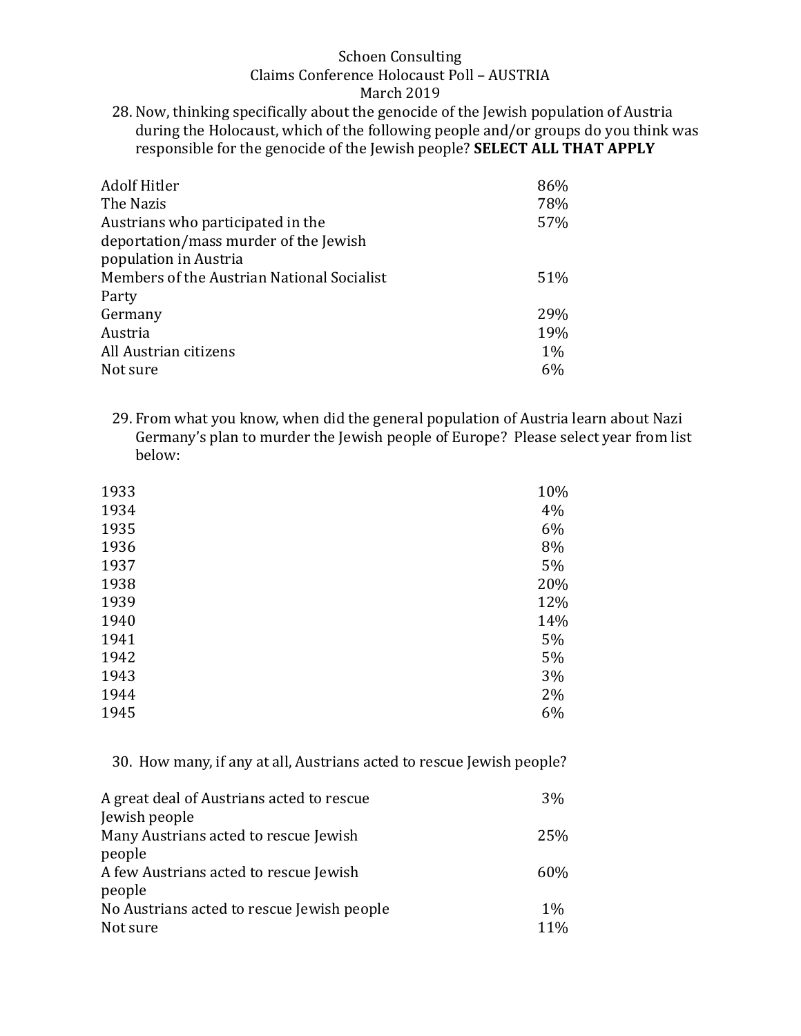Schoen Consulting
Claims Conference Holocaust Poll – AUSTRIA
March 2019

28. Now, thinking specifically about the genocide of the Jewish population of Austria during the Holocaust, which of the following people and/or groups do you think was responsible for the genocide of the Jewish people? **SELECT ALL THAT APPLY**

| | |
|---|---|
| Adolf Hitler | 86% |
| The Nazis | 78% |
| Austrians who participated in the deportation/mass murder of the Jewish population in Austria | 57% |
| Members of the Austrian National Socialist Party | 51% |
| Germany | 29% |
| Austria | 19% |
| All Austrian citizens | 1% |
| Not sure | 6% |

29. From what you know, when did the general population of Austria learn about Nazi Germany's plan to murder the Jewish people of Europe? Please select year from list below:

| | |
|---|---|
| 1933 | 10% |
| 1934 | 4% |
| 1935 | 6% |
| 1936 | 8% |
| 1937 | 5% |
| 1938 | 20% |
| 1939 | 12% |
| 1940 | 14% |
| 1941 | 5% |
| 1942 | 5% |
| 1943 | 3% |
| 1944 | 2% |
| 1945 | 6% |

30. How many, if any at all, Austrians acted to rescue Jewish people?

| | |
|---|---|
| A great deal of Austrians acted to rescue Jewish people | 3% |
| Many Austrians acted to rescue Jewish people | 25% |
| A few Austrians acted to rescue Jewish people | 60% |
| No Austrians acted to rescue Jewish people | 1% |
| Not sure | 11% |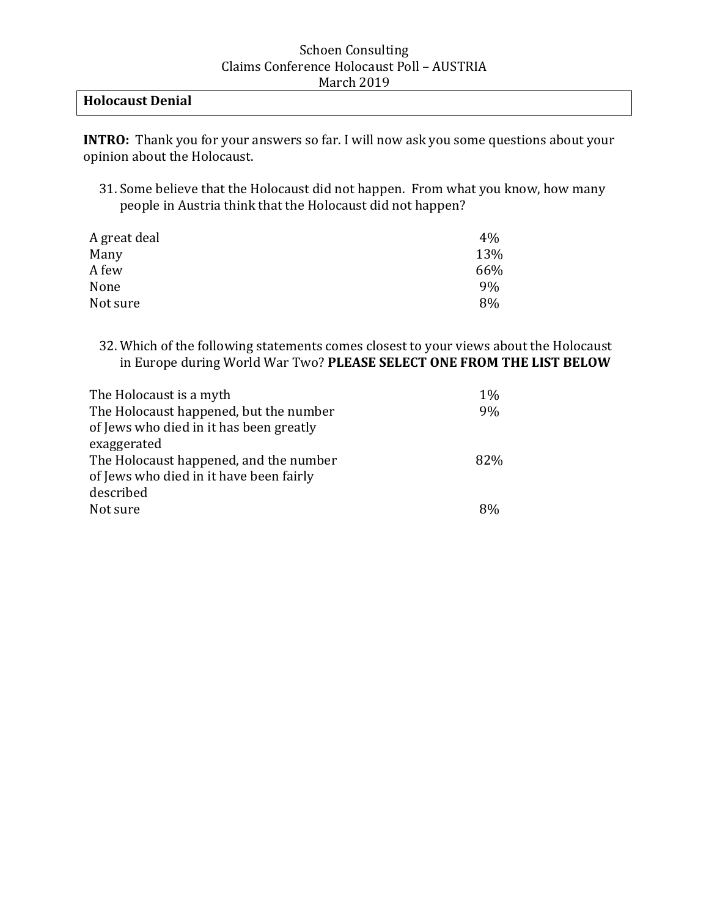Schoen Consulting
Claims Conference Holocaust Poll – AUSTRIA
March 2019

## Holocaust Denial

**INTRO:** Thank you for your answers so far. I will now ask you some questions about your opinion about the Holocaust.

31. Some believe that the Holocaust did not happen. From what you know, how many people in Austria think that the Holocaust did not happen?

| | |
|---|---|
| A great deal | 4% |
| Many | 13% |
| A few | 66% |
| None | 9% |
| Not sure | 8% |

32. Which of the following statements comes closest to your views about the Holocaust in Europe during World War Two? **PLEASE SELECT ONE FROM THE LIST BELOW**

| | |
|---|---|
| The Holocaust is a myth | 1% |
| The Holocaust happened, but the number of Jews who died in it has been greatly exaggerated | 9% |
| The Holocaust happened, and the number of Jews who died in it have been fairly described | 82% |
| Not sure | 8% |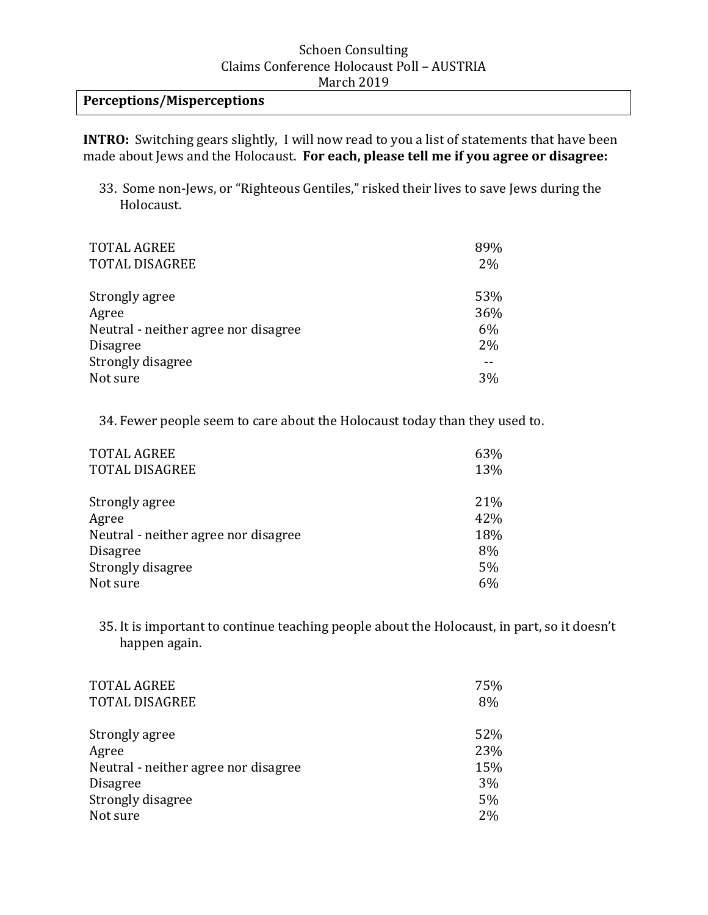## Perceptions/Misperceptions

**INTRO:** Switching gears slightly, I will now read to you a list of statements that have been made about Jews and the Holocaust. **For each, please tell me if you agree or disagree:**

33. Some non-Jews, or "Righteous Gentiles," risked their lives to save Jews during the Holocaust.

| | |
|---|---|
| TOTAL AGREE | 89% |
| TOTAL DISAGREE | 2% |
| | |
| Strongly agree | 53% |
| Agree | 36% |
| Neutral - neither agree nor disagree | 6% |
| Disagree | 2% |
| Strongly disagree | -- |
| Not sure | 3% |

34. Fewer people seem to care about the Holocaust today than they used to.

| | |
|---|---|
| TOTAL AGREE | 63% |
| TOTAL DISAGREE | 13% |
| | |
| Strongly agree | 21% |
| Agree | 42% |
| Neutral - neither agree nor disagree | 18% |
| Disagree | 8% |
| Strongly disagree | 5% |
| Not sure | 6% |

35. It is important to continue teaching people about the Holocaust, in part, so it doesn't happen again.

| | |
|---|---|
| TOTAL AGREE | 75% |
| TOTAL DISAGREE | 8% |
| | |
| Strongly agree | 52% |
| Agree | 23% |
| Neutral - neither agree nor disagree | 15% |
| Disagree | 3% |
| Strongly disagree | 5% |
| Not sure | 2% |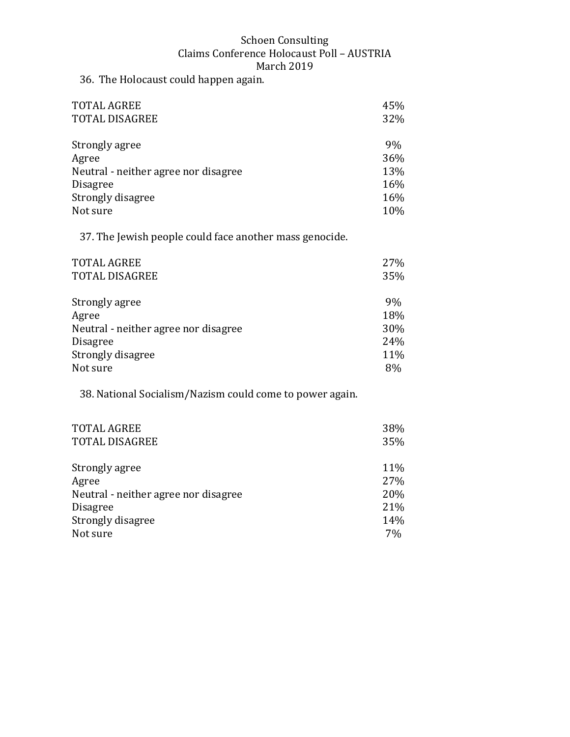36. The Holocaust could happen again.

| | |
|---|---|
| TOTAL AGREE | 45% |
| TOTAL DISAGREE | 32% |
| | |
| Strongly agree | 9% |
| Agree | 36% |
| Neutral - neither agree nor disagree | 13% |
| Disagree | 16% |
| Strongly disagree | 16% |
| Not sure | 10% |

37. The Jewish people could face another mass genocide.

| | |
|---|---|
| TOTAL AGREE | 27% |
| TOTAL DISAGREE | 35% |
| | |
| Strongly agree | 9% |
| Agree | 18% |
| Neutral - neither agree nor disagree | 30% |
| Disagree | 24% |
| Strongly disagree | 11% |
| Not sure | 8% |

38. National Socialism/Nazism could come to power again.

| | |
|---|---|
| TOTAL AGREE | 38% |
| TOTAL DISAGREE | 35% |
| | |
| Strongly agree | 11% |
| Agree | 27% |
| Neutral - neither agree nor disagree | 20% |
| Disagree | 21% |
| Strongly disagree | 14% |
| Not sure | 7% |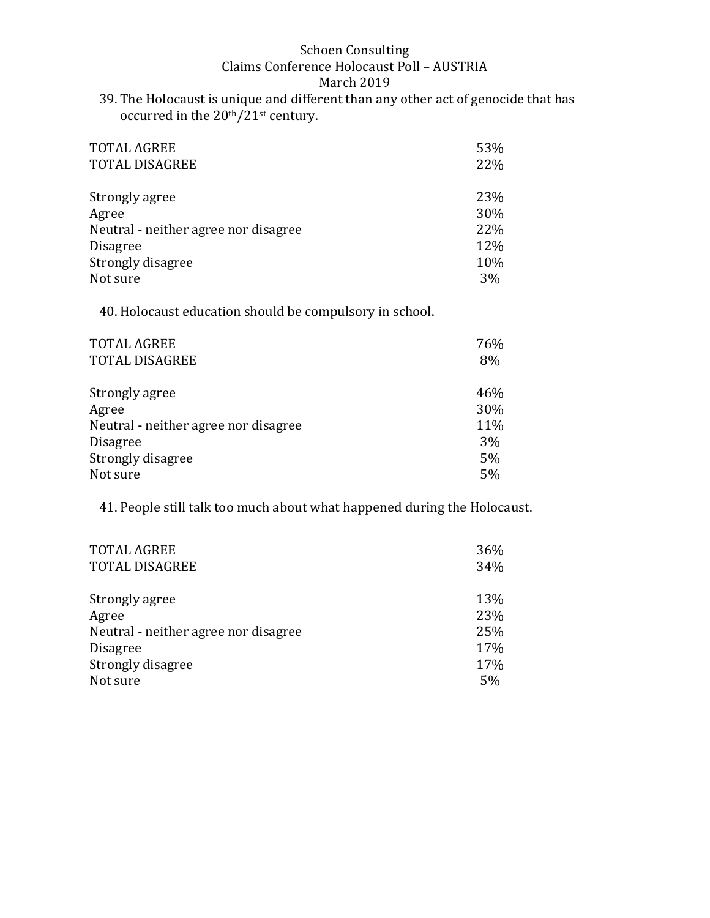39. The Holocaust is unique and different than any other act of genocide that has occurred in the 20th/21st century.

| | |
|---|---|
| TOTAL AGREE | 53% |
| TOTAL DISAGREE | 22% |
| | |
| Strongly agree | 23% |
| Agree | 30% |
| Neutral - neither agree nor disagree | 22% |
| Disagree | 12% |
| Strongly disagree | 10% |
| Not sure | 3% |

40. Holocaust education should be compulsory in school.

| | |
|---|---|
| TOTAL AGREE | 76% |
| TOTAL DISAGREE | 8% |
| | |
| Strongly agree | 46% |
| Agree | 30% |
| Neutral - neither agree nor disagree | 11% |
| Disagree | 3% |
| Strongly disagree | 5% |
| Not sure | 5% |

41. People still talk too much about what happened during the Holocaust.

| | |
|---|---|
| TOTAL AGREE | 36% |
| TOTAL DISAGREE | 34% |
| | |
| Strongly agree | 13% |
| Agree | 23% |
| Neutral - neither agree nor disagree | 25% |
| Disagree | 17% |
| Strongly disagree | 17% |
| Not sure | 5% |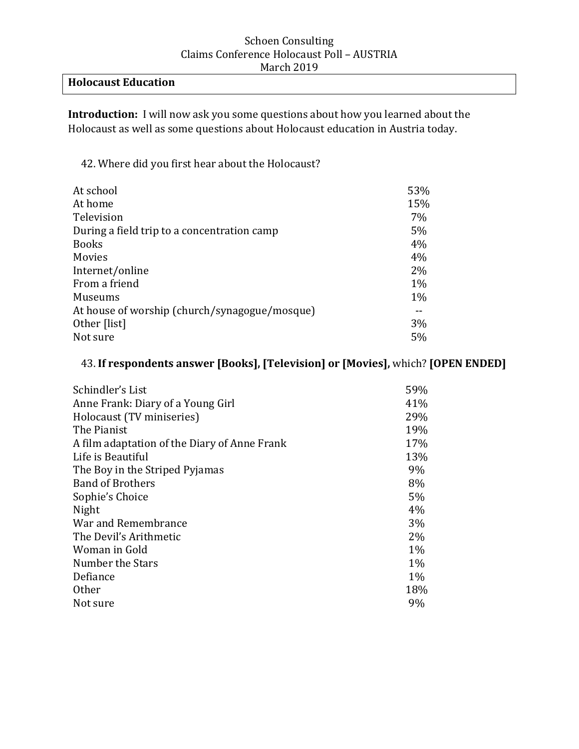Schoen Consulting
Claims Conference Holocaust Poll – AUSTRIA
March 2019

## Holocaust Education

**Introduction:** I will now ask you some questions about how you learned about the Holocaust as well as some questions about Holocaust education in Austria today.

42. Where did you first hear about the Holocaust?

| | |
|---|---|
| At school | 53% |
| At home | 15% |
| Television | 7% |
| During a field trip to a concentration camp | 5% |
| Books | 4% |
| Movies | 4% |
| Internet/online | 2% |
| From a friend | 1% |
| Museums | 1% |
| At house of worship (church/synagogue/mosque) | -- |
| Other [list] | 3% |
| Not sure | 5% |

43. **If respondents answer [Books], [Television] or [Movies],** which? **[OPEN ENDED]**

| | |
|---|---|
| Schindler's List | 59% |
| Anne Frank: Diary of a Young Girl | 41% |
| Holocaust (TV miniseries) | 29% |
| The Pianist | 19% |
| A film adaptation of the Diary of Anne Frank | 17% |
| Life is Beautiful | 13% |
| The Boy in the Striped Pyjamas | 9% |
| Band of Brothers | 8% |
| Sophie's Choice | 5% |
| Night | 4% |
| War and Remembrance | 3% |
| The Devil's Arithmetic | 2% |
| Woman in Gold | 1% |
| Number the Stars | 1% |
| Defiance | 1% |
| Other | 18% |
| Not sure | 9% |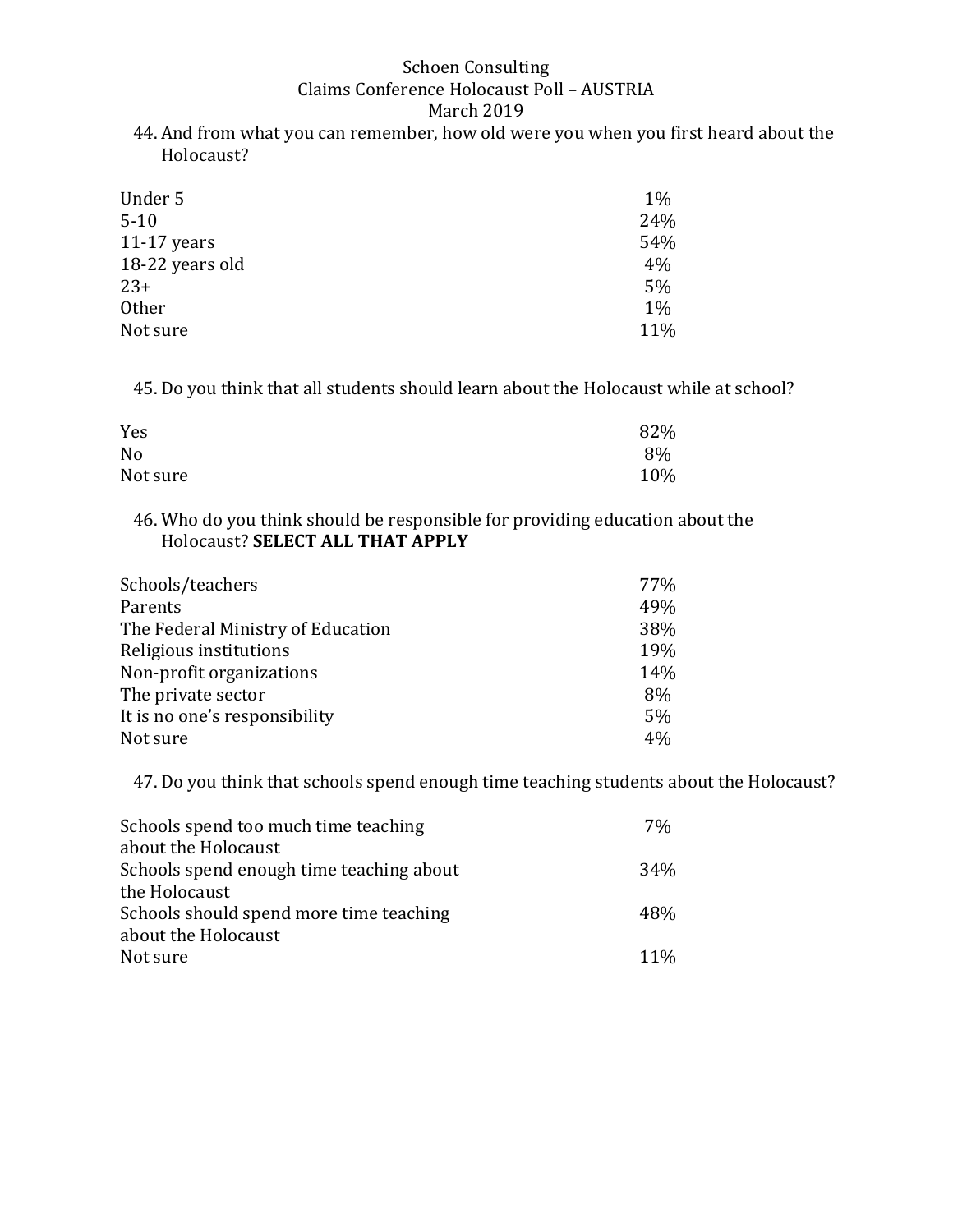Schoen Consulting
Claims Conference Holocaust Poll – AUSTRIA
March 2019

44. And from what you can remember, how old were you when you first heard about the Holocaust?

| | |
|---|---|
| Under 5 | 1% |
| 5-10 | 24% |
| 11-17 years | 54% |
| 18-22 years old | 4% |
| 23+ | 5% |
| Other | 1% |
| Not sure | 11% |

45. Do you think that all students should learn about the Holocaust while at school?

| | |
|---|---|
| Yes | 82% |
| No | 8% |
| Not sure | 10% |

46. Who do you think should be responsible for providing education about the Holocaust? **SELECT ALL THAT APPLY**

| | |
|---|---|
| Schools/teachers | 77% |
| Parents | 49% |
| The Federal Ministry of Education | 38% |
| Religious institutions | 19% |
| Non-profit organizations | 14% |
| The private sector | 8% |
| It is no one's responsibility | 5% |
| Not sure | 4% |

47. Do you think that schools spend enough time teaching students about the Holocaust?

| | |
|---|---|
| Schools spend too much time teaching about the Holocaust | 7% |
| Schools spend enough time teaching about the Holocaust | 34% |
| Schools should spend more time teaching about the Holocaust | 48% |
| Not sure | 11% |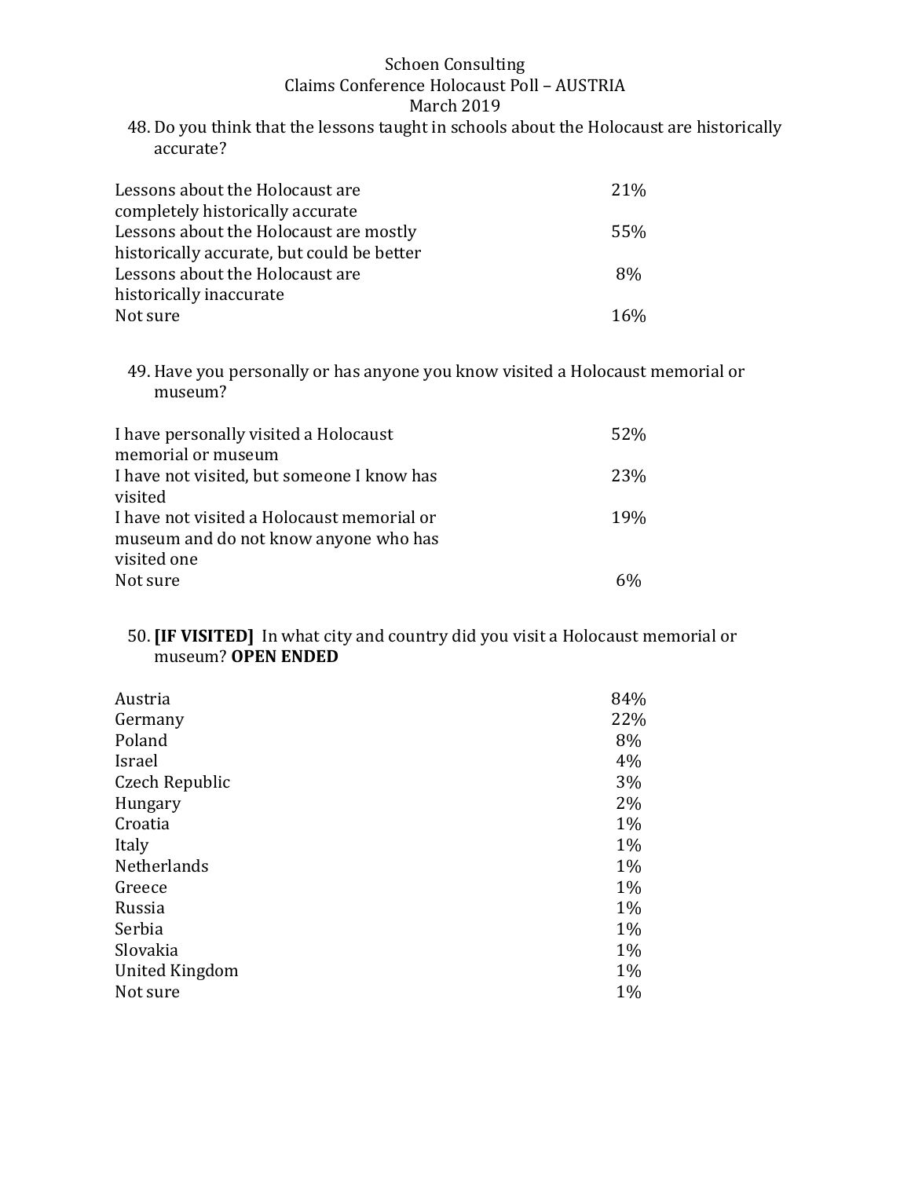48. Do you think that the lessons taught in schools about the Holocaust are historically accurate?

| | |
|---|---|
| Lessons about the Holocaust are completely historically accurate | 21% |
| Lessons about the Holocaust are mostly historically accurate, but could be better | 55% |
| Lessons about the Holocaust are historically inaccurate | 8% |
| Not sure | 16% |

49. Have you personally or has anyone you know visited a Holocaust memorial or museum?

| | |
|---|---|
| I have personally visited a Holocaust memorial or museum | 52% |
| I have not visited, but someone I know has visited | 23% |
| I have not visited a Holocaust memorial or museum and do not know anyone who has visited one | 19% |
| Not sure | 6% |

50. **[IF VISITED]** In what city and country did you visit a Holocaust memorial or museum? **OPEN ENDED**

| | |
|---|---|
| Austria | 84% |
| Germany | 22% |
| Poland | 8% |
| Israel | 4% |
| Czech Republic | 3% |
| Hungary | 2% |
| Croatia | 1% |
| Italy | 1% |
| Netherlands | 1% |
| Greece | 1% |
| Russia | 1% |
| Serbia | 1% |
| Slovakia | 1% |
| United Kingdom | 1% |
| Not sure | 1% |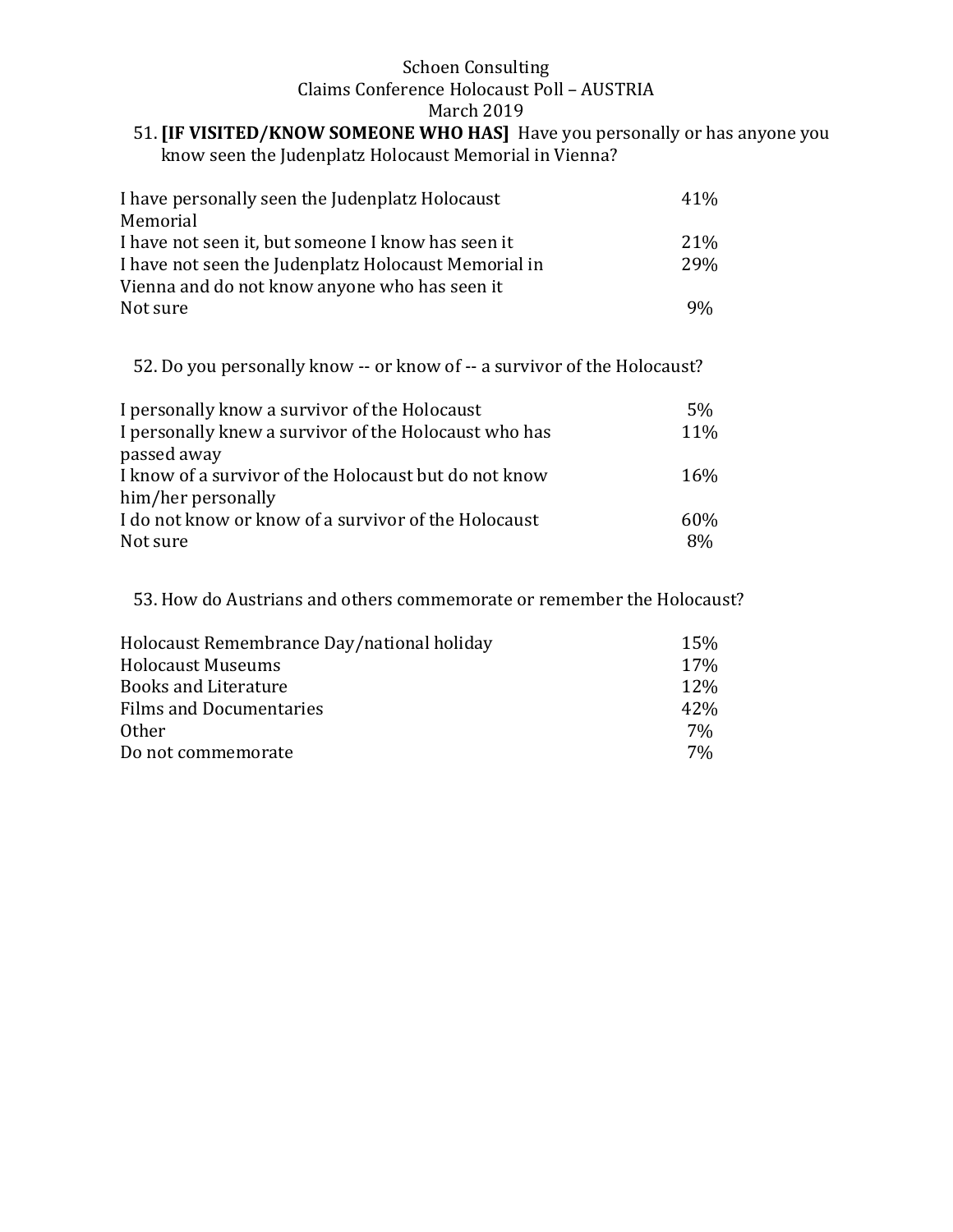51. **[IF VISITED/KNOW SOMEONE WHO HAS]** Have you personally or has anyone you know seen the Judenplatz Holocaust Memorial in Vienna?

| | |
|---|---|
| I have personally seen the Judenplatz Holocaust Memorial | 41% |
| I have not seen it, but someone I know has seen it | 21% |
| I have not seen the Judenplatz Holocaust Memorial in Vienna and do not know anyone who has seen it | 29% |
| Not sure | 9% |

52. Do you personally know -- or know of -- a survivor of the Holocaust?

| | |
|---|---|
| I personally know a survivor of the Holocaust | 5% |
| I personally knew a survivor of the Holocaust who has passed away | 11% |
| I know of a survivor of the Holocaust but do not know him/her personally | 16% |
| I do not know or know of a survivor of the Holocaust | 60% |
| Not sure | 8% |

53. How do Austrians and others commemorate or remember the Holocaust?

| | |
|---|---|
| Holocaust Remembrance Day/national holiday | 15% |
| Holocaust Museums | 17% |
| Books and Literature | 12% |
| Films and Documentaries | 42% |
| Other | 7% |
| Do not commemorate | 7% |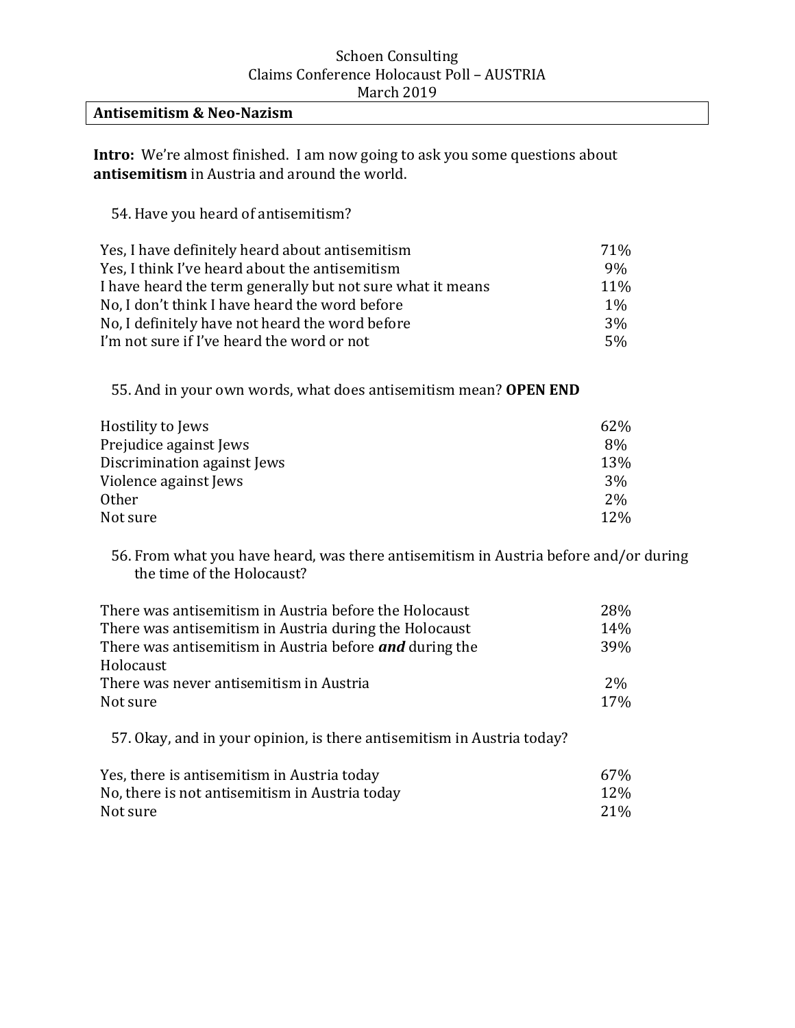Schoen Consulting
Claims Conference Holocaust Poll – AUSTRIA
March 2019

## Antisemitism & Neo-Nazism

**Intro:** We're almost finished. I am now going to ask you some questions about **antisemitism** in Austria and around the world.

54. Have you heard of antisemitism?

| | |
|---|---|
| Yes, I have definitely heard about antisemitism | 71% |
| Yes, I think I've heard about the antisemitism | 9% |
| I have heard the term generally but not sure what it means | 11% |
| No, I don't think I have heard the word before | 1% |
| No, I definitely have not heard the word before | 3% |
| I'm not sure if I've heard the word or not | 5% |

55. And in your own words, what does antisemitism mean? **OPEN END**

| | |
|---|---|
| Hostility to Jews | 62% |
| Prejudice against Jews | 8% |
| Discrimination against Jews | 13% |
| Violence against Jews | 3% |
| Other | 2% |
| Not sure | 12% |

56. From what you have heard, was there antisemitism in Austria before and/or during the time of the Holocaust?

| | |
|---|---|
| There was antisemitism in Austria before the Holocaust | 28% |
| There was antisemitism in Austria during the Holocaust | 14% |
| There was antisemitism in Austria before ***and*** during the Holocaust | 39% |
| There was never antisemitism in Austria | 2% |
| Not sure | 17% |

57. Okay, and in your opinion, is there antisemitism in Austria today?

| | |
|---|---|
| Yes, there is antisemitism in Austria today | 67% |
| No, there is not antisemitism in Austria today | 12% |
| Not sure | 21% |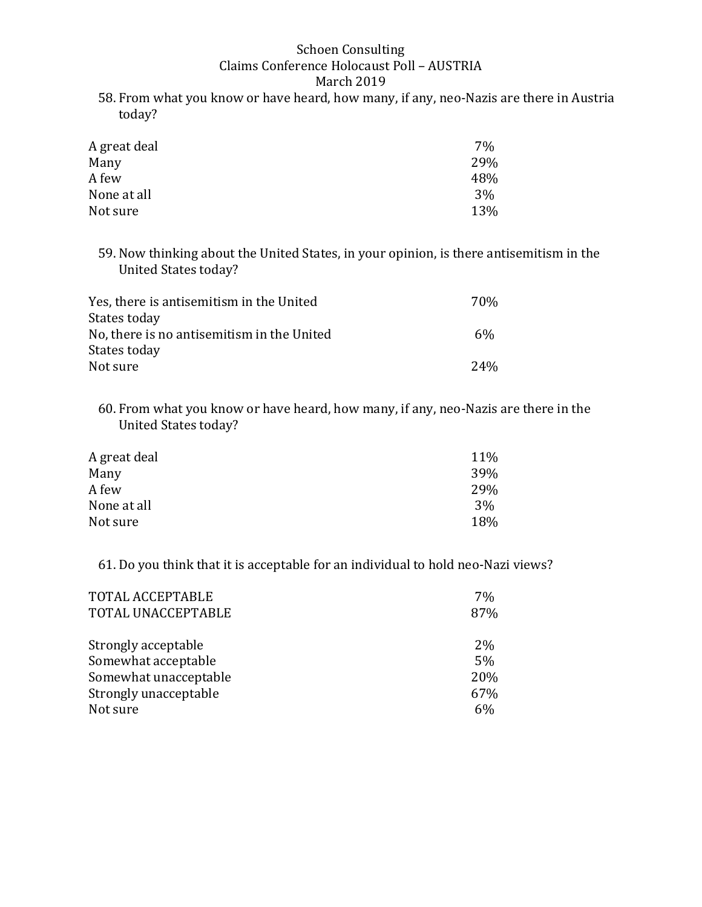58. From what you know or have heard, how many, if any, neo-Nazis are there in Austria today?

| | |
|---|---|
| A great deal | 7% |
| Many | 29% |
| A few | 48% |
| None at all | 3% |
| Not sure | 13% |

59. Now thinking about the United States, in your opinion, is there antisemitism in the United States today?

| | |
|---|---|
| Yes, there is antisemitism in the United States today | 70% |
| No, there is no antisemitism in the United States today | 6% |
| Not sure | 24% |

60. From what you know or have heard, how many, if any, neo-Nazis are there in the United States today?

| | |
|---|---|
| A great deal | 11% |
| Many | 39% |
| A few | 29% |
| None at all | 3% |
| Not sure | 18% |

61. Do you think that it is acceptable for an individual to hold neo-Nazi views?

| | |
|---|---|
| TOTAL ACCEPTABLE | 7% |
| TOTAL UNACCEPTABLE | 87% |
| | |
| Strongly acceptable | 2% |
| Somewhat acceptable | 5% |
| Somewhat unacceptable | 20% |
| Strongly unacceptable | 67% |
| Not sure | 6% |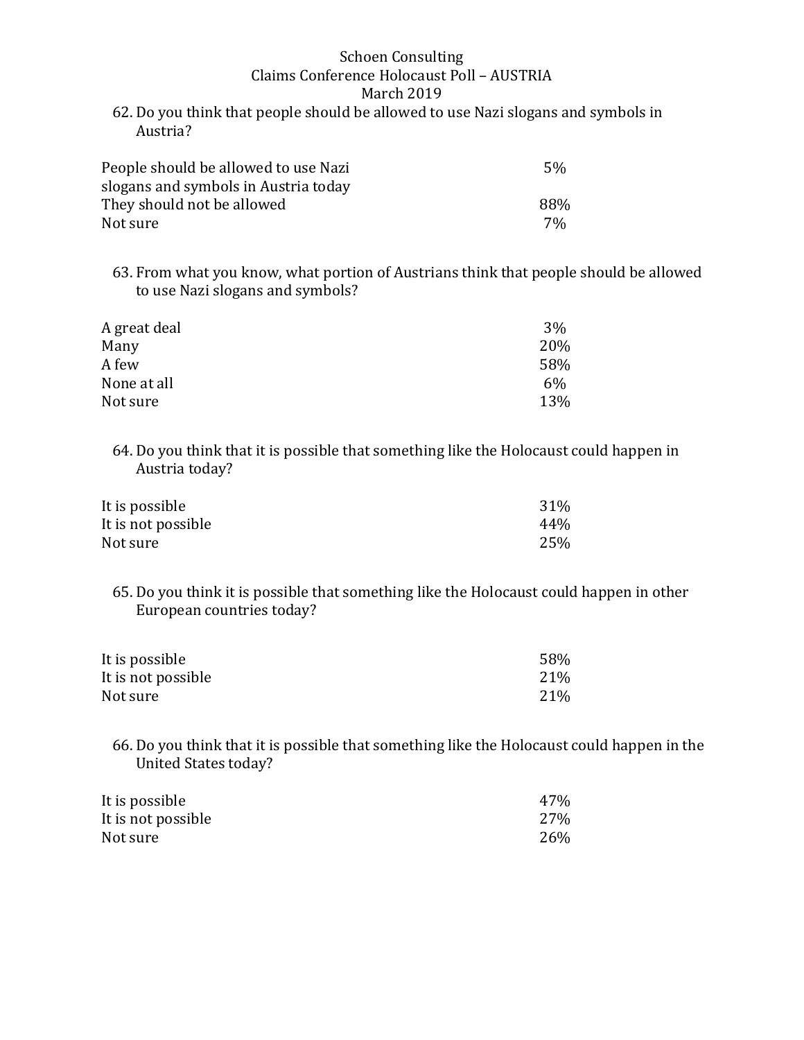Schoen Consulting
Claims Conference Holocaust Poll – AUSTRIA
March 2019

62. Do you think that people should be allowed to use Nazi slogans and symbols in Austria?

| | |
|---|---|
| People should be allowed to use Nazi slogans and symbols in Austria today | 5% |
| They should not be allowed | 88% |
| Not sure | 7% |

63. From what you know, what portion of Austrians think that people should be allowed to use Nazi slogans and symbols?

| | |
|---|---|
| A great deal | 3% |
| Many | 20% |
| A few | 58% |
| None at all | 6% |
| Not sure | 13% |

64. Do you think that it is possible that something like the Holocaust could happen in Austria today?

| | |
|---|---|
| It is possible | 31% |
| It is not possible | 44% |
| Not sure | 25% |

65. Do you think it is possible that something like the Holocaust could happen in other European countries today?

| | |
|---|---|
| It is possible | 58% |
| It is not possible | 21% |
| Not sure | 21% |

66. Do you think that it is possible that something like the Holocaust could happen in the United States today?

| | |
|---|---|
| It is possible | 47% |
| It is not possible | 27% |
| Not sure | 26% |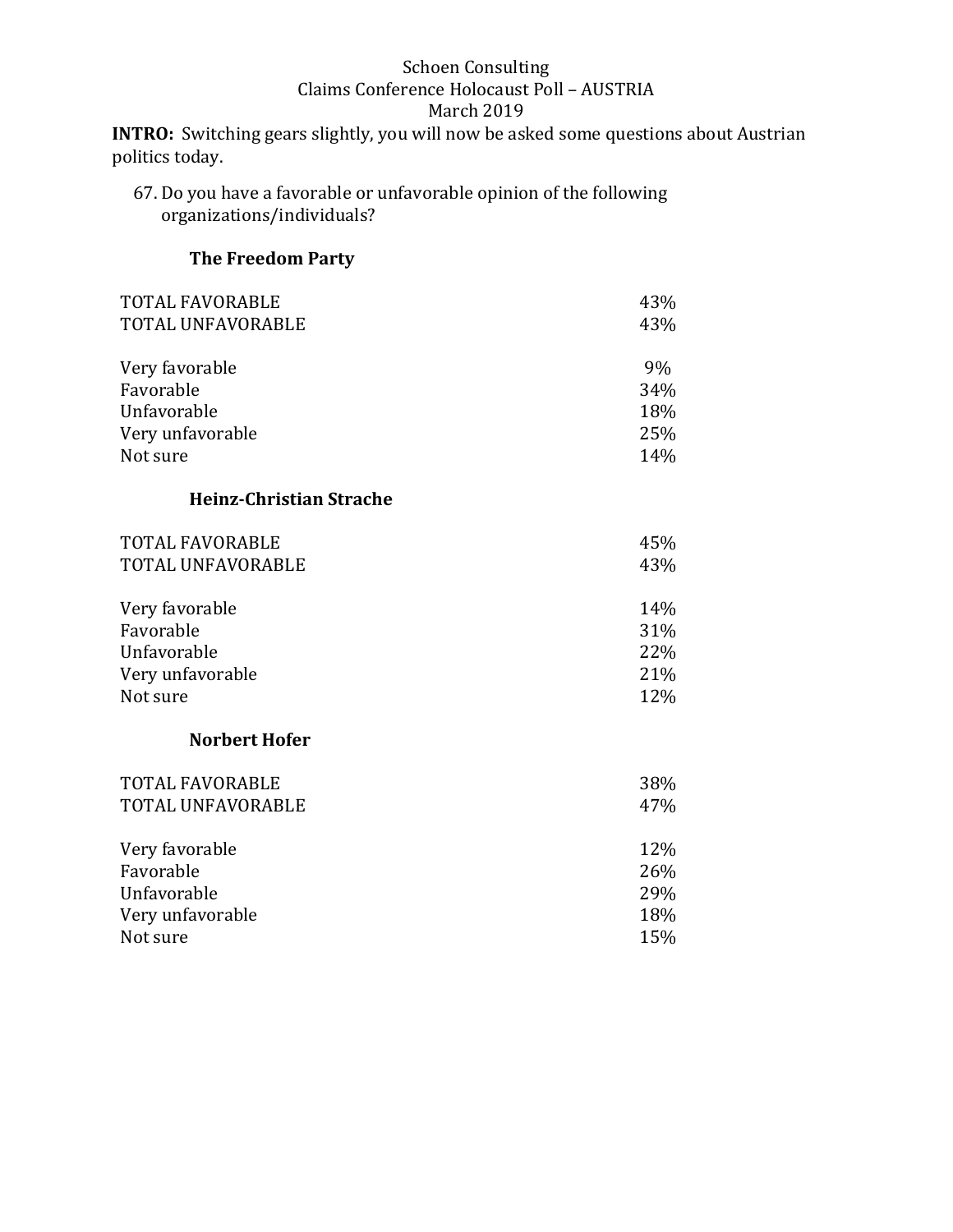Schoen Consulting
Claims Conference Holocaust Poll – AUSTRIA
March 2019

**INTRO:** Switching gears slightly, you will now be asked some questions about Austrian politics today.

67. Do you have a favorable or unfavorable opinion of the following organizations/individuals?

**The Freedom Party**

| | |
|---|---|
| TOTAL FAVORABLE | 43% |
| TOTAL UNFAVORABLE | 43% |
| | |
| Very favorable | 9% |
| Favorable | 34% |
| Unfavorable | 18% |
| Very unfavorable | 25% |
| Not sure | 14% |

**Heinz-Christian Strache**

| | |
|---|---|
| TOTAL FAVORABLE | 45% |
| TOTAL UNFAVORABLE | 43% |
| | |
| Very favorable | 14% |
| Favorable | 31% |
| Unfavorable | 22% |
| Very unfavorable | 21% |
| Not sure | 12% |

**Norbert Hofer**

| | |
|---|---|
| TOTAL FAVORABLE | 38% |
| TOTAL UNFAVORABLE | 47% |
| | |
| Very favorable | 12% |
| Favorable | 26% |
| Unfavorable | 29% |
| Very unfavorable | 18% |
| Not sure | 15% |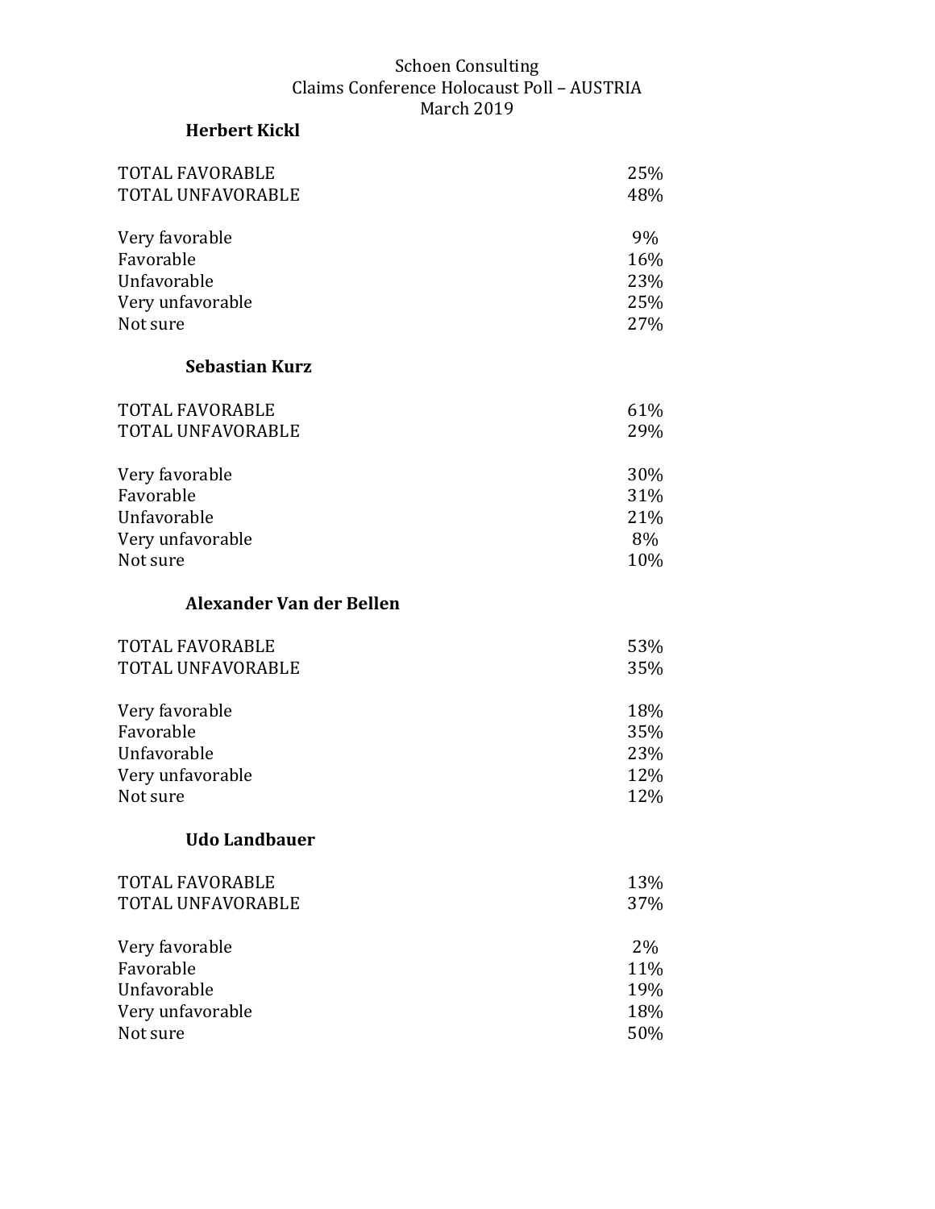Schoen Consulting
Claims Conference Holocaust Poll – AUSTRIA
March 2019

**Herbert Kickl**

| | |
|---|---|
| TOTAL FAVORABLE | 25% |
| TOTAL UNFAVORABLE | 48% |
| | |
| Very favorable | 9% |
| Favorable | 16% |
| Unfavorable | 23% |
| Very unfavorable | 25% |
| Not sure | 27% |

**Sebastian Kurz**

| | |
|---|---|
| TOTAL FAVORABLE | 61% |
| TOTAL UNFAVORABLE | 29% |
| | |
| Very favorable | 30% |
| Favorable | 31% |
| Unfavorable | 21% |
| Very unfavorable | 8% |
| Not sure | 10% |

**Alexander Van der Bellen**

| | |
|---|---|
| TOTAL FAVORABLE | 53% |
| TOTAL UNFAVORABLE | 35% |
| | |
| Very favorable | 18% |
| Favorable | 35% |
| Unfavorable | 23% |
| Very unfavorable | 12% |
| Not sure | 12% |

**Udo Landbauer**

| | |
|---|---|
| TOTAL FAVORABLE | 13% |
| TOTAL UNFAVORABLE | 37% |
| | |
| Very favorable | 2% |
| Favorable | 11% |
| Unfavorable | 19% |
| Very unfavorable | 18% |
| Not sure | 50% |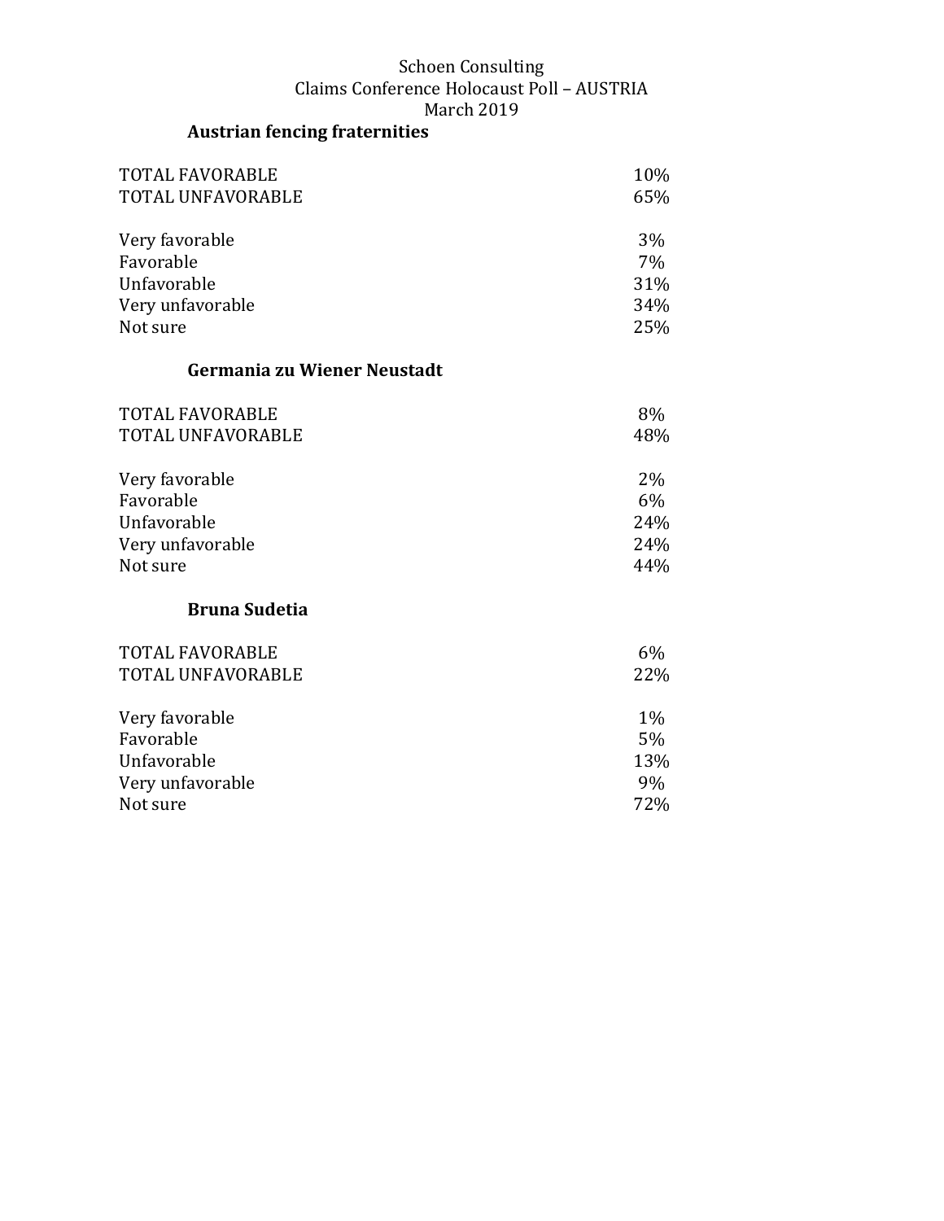### Austrian fencing fraternities

| | |
|---|---|
| TOTAL FAVORABLE | 10% |
| TOTAL UNFAVORABLE | 65% |
| | |
| Very favorable | 3% |
| Favorable | 7% |
| Unfavorable | 31% |
| Very unfavorable | 34% |
| Not sure | 25% |

### Germania zu Wiener Neustadt

| | |
|---|---|
| TOTAL FAVORABLE | 8% |
| TOTAL UNFAVORABLE | 48% |
| | |
| Very favorable | 2% |
| Favorable | 6% |
| Unfavorable | 24% |
| Very unfavorable | 24% |
| Not sure | 44% |

### Bruna Sudetia

| | |
|---|---|
| TOTAL FAVORABLE | 6% |
| TOTAL UNFAVORABLE | 22% |
| | |
| Very favorable | 1% |
| Favorable | 5% |
| Unfavorable | 13% |
| Very unfavorable | 9% |
| Not sure | 72% |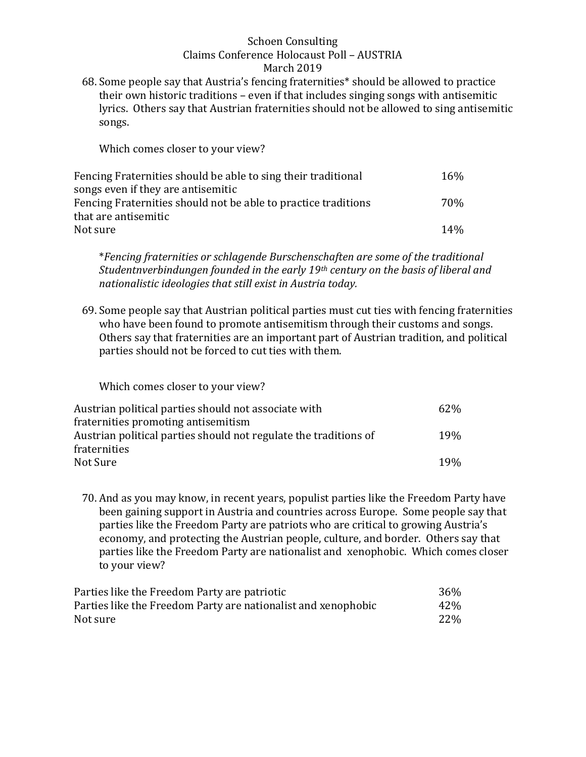68. Some people say that Austria's fencing fraternities* should be allowed to practice their own historic traditions – even if that includes singing songs with antisemitic lyrics. Others say that Austrian fraternities should not be allowed to sing antisemitic songs.

    Which comes closer to your view?

| | |
|---|---|
| Fencing Fraternities should be able to sing their traditional songs even if they are antisemitic | 16% |
| Fencing Fraternities should not be able to practice traditions that are antisemitic | 70% |
| Not sure | 14% |

*\*Fencing fraternities or schlagende Burschenschaften are some of the traditional Studentnverbindungen founded in the early 19th century on the basis of liberal and nationalistic ideologies that still exist in Austria today.*

69. Some people say that Austrian political parties must cut ties with fencing fraternities who have been found to promote antisemitism through their customs and songs. Others say that fraternities are an important part of Austrian tradition, and political parties should not be forced to cut ties with them.

    Which comes closer to your view?

| | |
|---|---|
| Austrian political parties should not associate with fraternities promoting antisemitism | 62% |
| Austrian political parties should not regulate the traditions of fraternities | 19% |
| Not Sure | 19% |

70. And as you may know, in recent years, populist parties like the Freedom Party have been gaining support in Austria and countries across Europe. Some people say that parties like the Freedom Party are patriots who are critical to growing Austria's economy, and protecting the Austrian people, culture, and border. Others say that parties like the Freedom Party are nationalist and xenophobic. Which comes closer to your view?

| | |
|---|---|
| Parties like the Freedom Party are patriotic | 36% |
| Parties like the Freedom Party are nationalist and xenophobic | 42% |
| Not sure | 22% |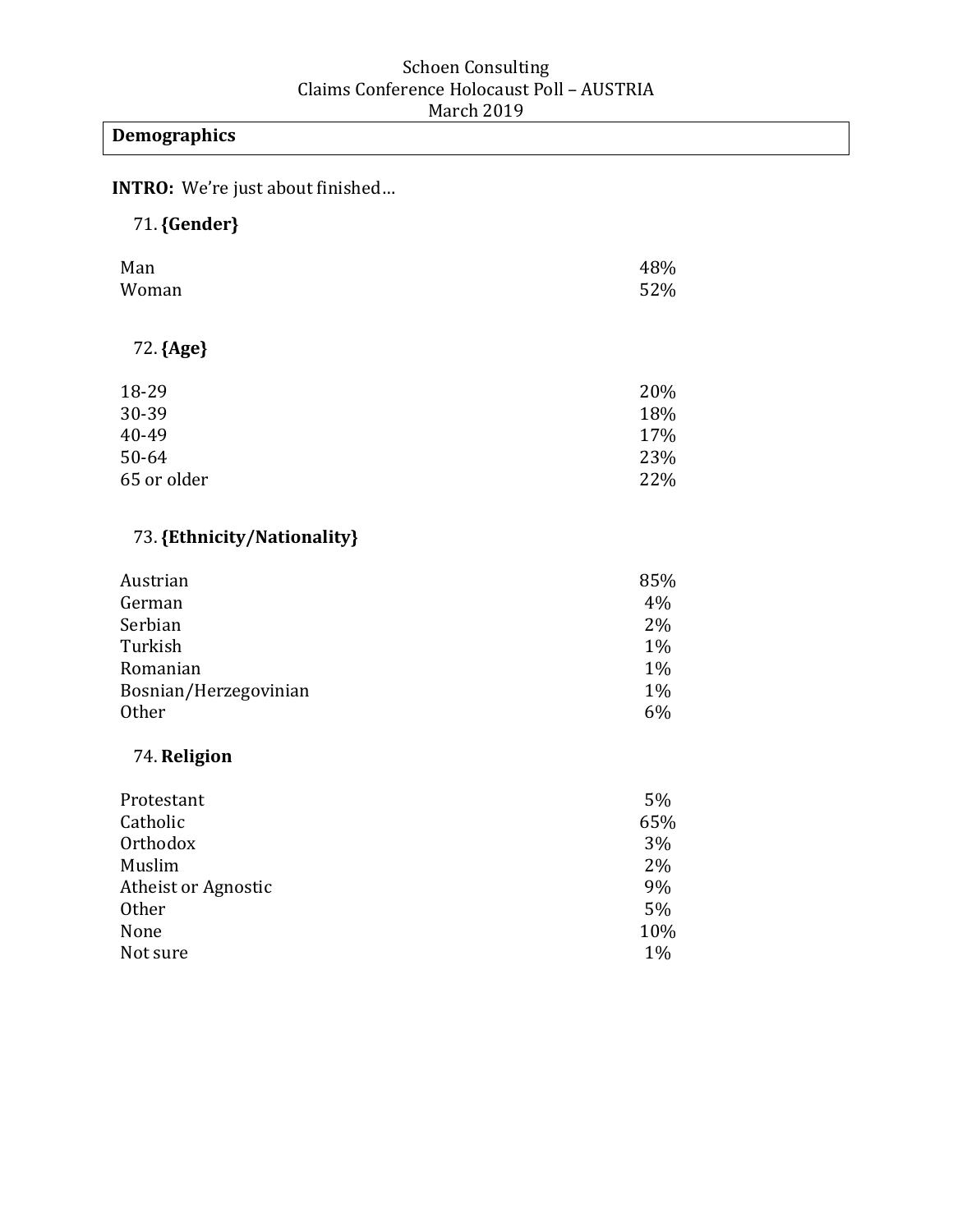Schoen Consulting
Claims Conference Holocaust Poll – AUSTRIA
March 2019

## Demographics

**INTRO:** We're just about finished…

71. **{Gender}**

| | |
|---|---|
| Man | 48% |
| Woman | 52% |

72. **{Age}**

| | |
|---|---|
| 18-29 | 20% |
| 30-39 | 18% |
| 40-49 | 17% |
| 50-64 | 23% |
| 65 or older | 22% |

73. **{Ethnicity/Nationality}**

| | |
|---|---|
| Austrian | 85% |
| German | 4% |
| Serbian | 2% |
| Turkish | 1% |
| Romanian | 1% |
| Bosnian/Herzegovinian | 1% |
| Other | 6% |

74. **Religion**

| | |
|---|---|
| Protestant | 5% |
| Catholic | 65% |
| Orthodox | 3% |
| Muslim | 2% |
| Atheist or Agnostic | 9% |
| Other | 5% |
| None | 10% |
| Not sure | 1% |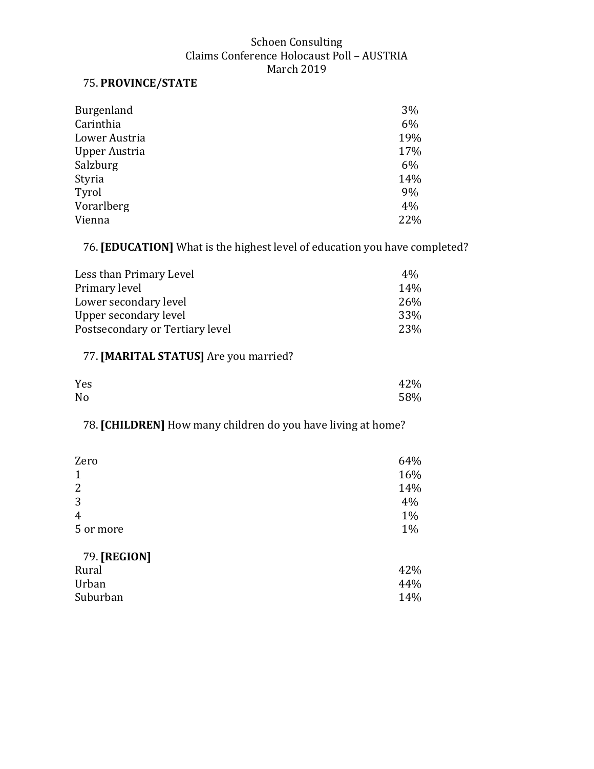Schoen Consulting
Claims Conference Holocaust Poll – AUSTRIA
March 2019

75. **PROVINCE/STATE**

| | |
|---|---|
| Burgenland | 3% |
| Carinthia | 6% |
| Lower Austria | 19% |
| Upper Austria | 17% |
| Salzburg | 6% |
| Styria | 14% |
| Tyrol | 9% |
| Vorarlberg | 4% |
| Vienna | 22% |

76. **[EDUCATION]** What is the highest level of education you have completed?

| | |
|---|---|
| Less than Primary Level | 4% |
| Primary level | 14% |
| Lower secondary level | 26% |
| Upper secondary level | 33% |
| Postsecondary or Tertiary level | 23% |

77. **[MARITAL STATUS]** Are you married?

| | |
|---|---|
| Yes | 42% |
| No | 58% |

78. **[CHILDREN]** How many children do you have living at home?

| | |
|---|---|
| Zero | 64% |
| 1 | 16% |
| 2 | 14% |
| 3 | 4% |
| 4 | 1% |
| 5 or more | 1% |

79. **[REGION]**

| | |
|---|---|
| Rural | 42% |
| Urban | 44% |
| Suburban | 14% |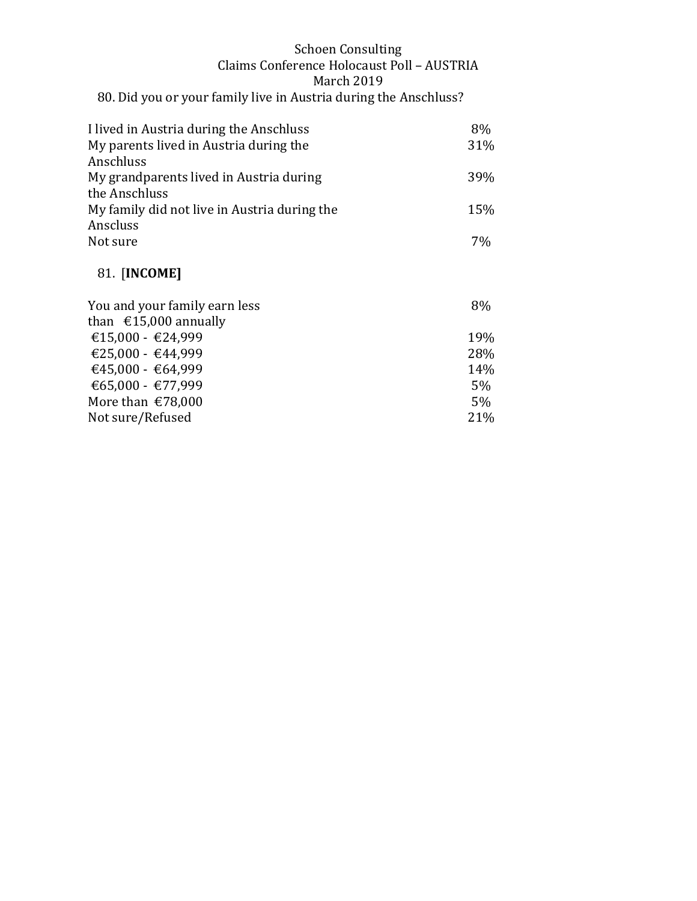Schoen Consulting
Claims Conference Holocaust Poll – AUSTRIA
March 2019

80. Did you or your family live in Austria during the Anschluss?

| | |
|---|---|
| I lived in Austria during the Anschluss | 8% |
| My parents lived in Austria during the Anschluss | 31% |
| My grandparents lived in Austria during the Anschluss | 39% |
| My family did not live in Austria during the Anscluss | 15% |
| Not sure | 7% |

81. [**INCOME]**

| | |
|---|---|
| You and your family earn less than €15,000 annually | 8% |
| €15,000 - €24,999 | 19% |
| €25,000 - €44,999 | 28% |
| €45,000 - €64,999 | 14% |
| €65,000 - €77,999 | 5% |
| More than €78,000 | 5% |
| Not sure/Refused | 21% |